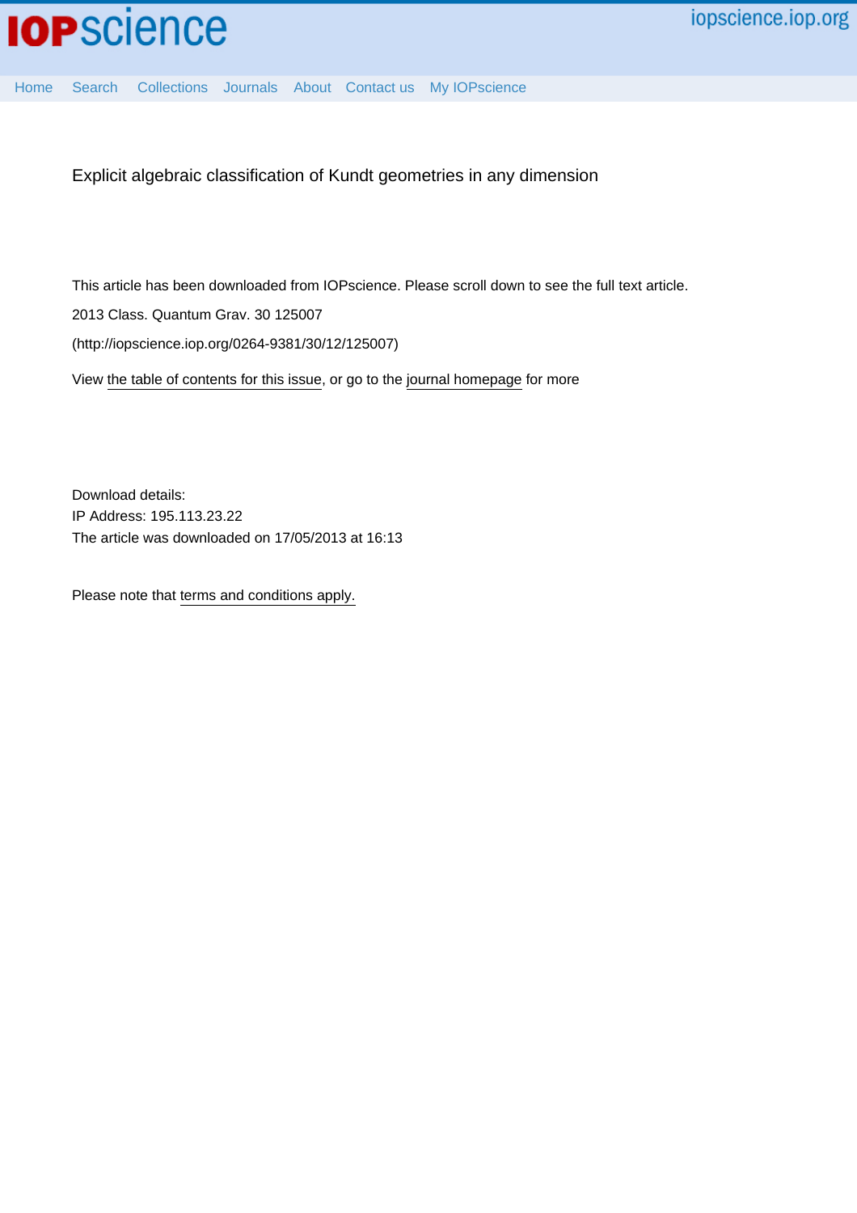# Explicit algebraic classification of Kundt geometries in any dimension

This article has been downloaded from IOPscience. Please scroll down to see the full text article.

2013 Class. Quantum Grav. 30 125007

(http://iopscience.iop.org/0264-9381/30/12/125007)

View the table of contents for this issue, or go to the journal homepage for more

Download details:

IP Address: 195.113.23.22

The article was downloaded on 17/05/2013 at 16:13

Please note that terms and conditions apply.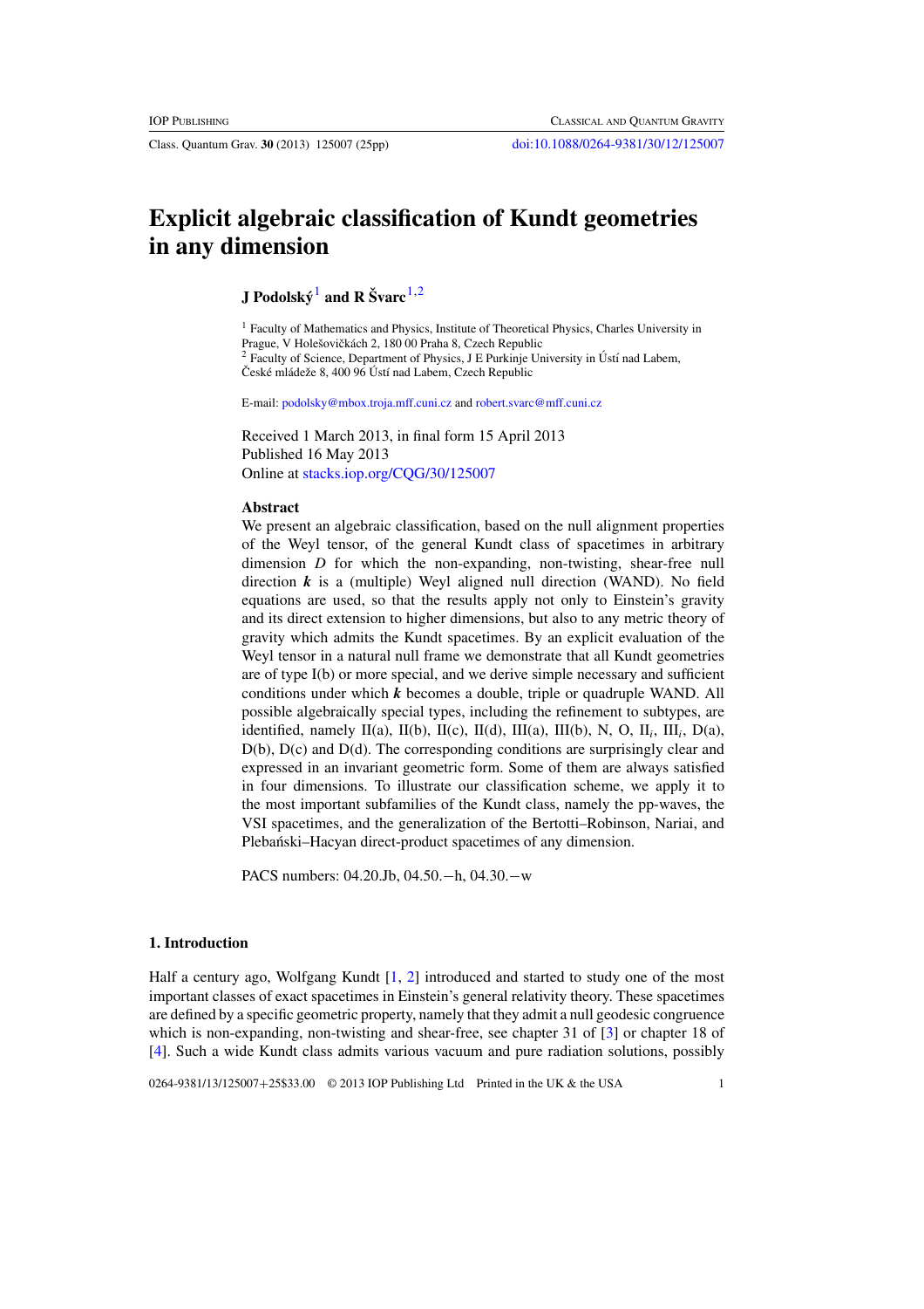# Explicit algebraic classification of Kundt geometries in any dimension

**J Podolský**[1] **and R Švarc**[1,2]

[1] Faculty of Mathematics and Physics, Institute of Theoretical Physics, Charles University in Prague, V Holešovičkách 2, 180 00 Praha 8, Czech Republic
[2] Faculty of Science, Department of Physics, J E Purkinje University in Ústí nad Labem, České mládeže 8, 400 96 Ústí nad Labem, Czech Republic

E-mail: podolsky@mbox.troja.mff.cuni.cz and robert.svarc@mff.cuni.cz

Received 1 March 2013, in final form 15 April 2013
Published 16 May 2013
Online at stacks.iop.org/CQG/30/125007

### Abstract

We present an algebraic classification, based on the null alignment properties of the Weyl tensor, of the general Kundt class of spacetimes in arbitrary dimension $D$ for which the non-expanding, non-twisting, shear-free null direction $\boldsymbol{k}$ is a (multiple) Weyl aligned null direction (WAND). No field equations are used, so that the results apply not only to Einstein's gravity and its direct extension to higher dimensions, but also to any metric theory of gravity which admits the Kundt spacetimes. By an explicit evaluation of the Weyl tensor in a natural null frame we demonstrate that all Kundt geometries are of type I(b) or more special, and we derive simple necessary and sufficient conditions under which $\boldsymbol{k}$ becomes a double, triple or quadruple WAND. All possible algebraically special types, including the refinement to subtypes, are identified, namely II(a), II(b), II(c), II(d), III(a), III(b), N, O, II$_i$, III$_i$, D(a), D(b), D(c) and D(d). The corresponding conditions are surprisingly clear and expressed in an invariant geometric form. Some of them are always satisfied in four dimensions. To illustrate our classification scheme, we apply it to the most important subfamilies of the Kundt class, namely the pp-waves, the VSI spacetimes, and the generalization of the Bertotti–Robinson, Nariai, and Plebański–Hacyan direct-product spacetimes of any dimension.

PACS numbers: 04.20.Jb, 04.50.−h, 04.30.−w

## 1. Introduction

Half a century ago, Wolfgang Kundt [1, 2] introduced and started to study one of the most important classes of exact spacetimes in Einstein's general relativity theory. These spacetimes are defined by a specific geometric property, namely that they admit a null geodesic congruence which is non-expanding, non-twisting and shear-free, see chapter 31 of [3] or chapter 18 of [4]. Such a wide Kundt class admits various vacuum and pure radiation solutions, possibly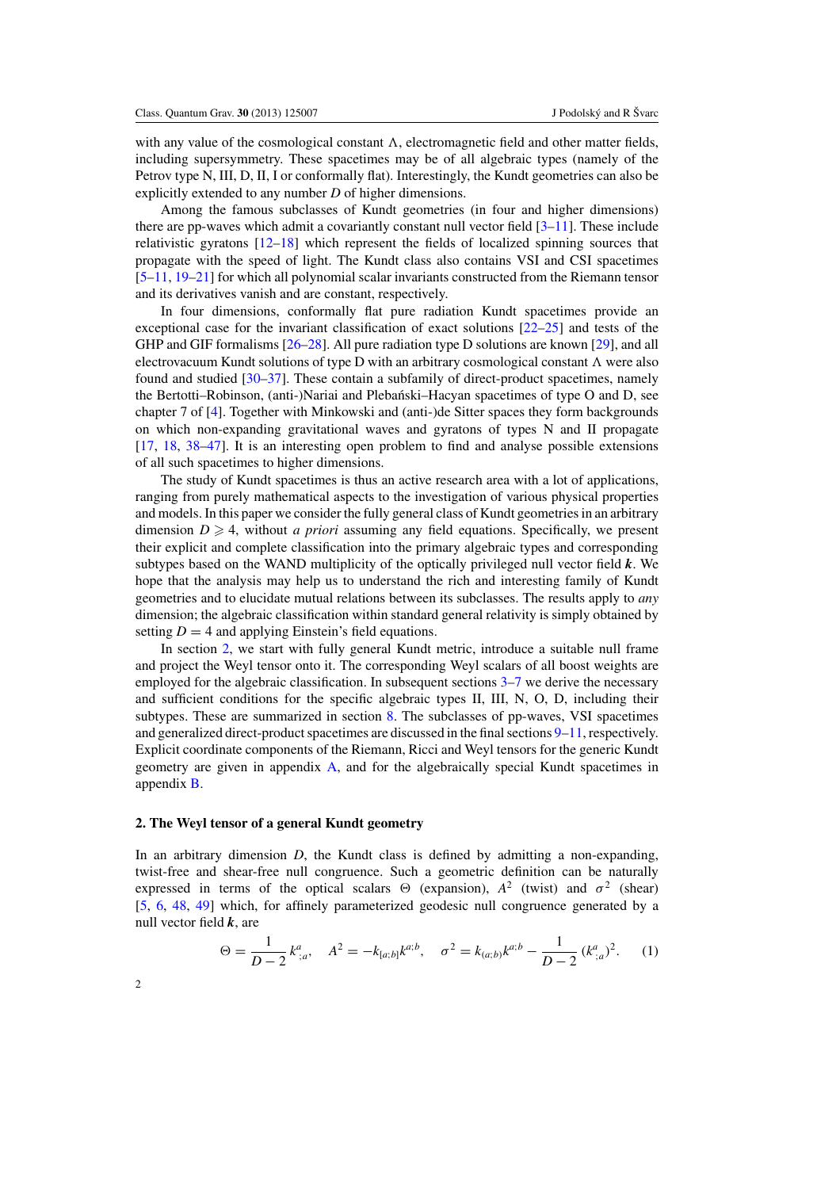with any value of the cosmological constant $\Lambda$, electromagnetic field and other matter fields, including supersymmetry. These spacetimes may be of all algebraic types (namely of the Petrov type N, III, D, II, I or conformally flat). Interestingly, the Kundt geometries can also be explicitly extended to any number $D$ of higher dimensions.

Among the famous subclasses of Kundt geometries (in four and higher dimensions) there are pp-waves which admit a covariantly constant null vector field [3–11]. These include relativistic gyratons [12–18] which represent the fields of localized spinning sources that propagate with the speed of light. The Kundt class also contains VSI and CSI spacetimes [5–11, 19–21] for which all polynomial scalar invariants constructed from the Riemann tensor and its derivatives vanish and are constant, respectively.

In four dimensions, conformally flat pure radiation Kundt spacetimes provide an exceptional case for the invariant classification of exact solutions [22–25] and tests of the GHP and GIF formalisms [26–28]. All pure radiation type D solutions are known [29], and all electrovacuum Kundt solutions of type D with an arbitrary cosmological constant $\Lambda$ were also found and studied [30–37]. These contain a subfamily of direct-product spacetimes, namely the Bertotti–Robinson, (anti-)Nariai and Plebański–Hacyan spacetimes of type O and D, see chapter 7 of [4]. Together with Minkowski and (anti-)de Sitter spaces they form backgrounds on which non-expanding gravitational waves and gyratons of types N and II propagate [17, 18, 38–47]. It is an interesting open problem to find and analyse possible extensions of all such spacetimes to higher dimensions.

The study of Kundt spacetimes is thus an active research area with a lot of applications, ranging from purely mathematical aspects to the investigation of various physical properties and models. In this paper we consider the fully general class of Kundt geometries in an arbitrary dimension $D \geqslant 4$, without *a priori* assuming any field equations. Specifically, we present their explicit and complete classification into the primary algebraic types and corresponding subtypes based on the WAND multiplicity of the optically privileged null vector field $\boldsymbol{k}$. We hope that the analysis may help us to understand the rich and interesting family of Kundt geometries and to elucidate mutual relations between its subclasses. The results apply to *any* dimension; the algebraic classification within standard general relativity is simply obtained by setting $D = 4$ and applying Einstein's field equations.

In section 2, we start with fully general Kundt metric, introduce a suitable null frame and project the Weyl tensor onto it. The corresponding Weyl scalars of all boost weights are employed for the algebraic classification. In subsequent sections 3–7 we derive the necessary and sufficient conditions for the specific algebraic types II, III, N, O, D, including their subtypes. These are summarized in section 8. The subclasses of pp-waves, VSI spacetimes and generalized direct-product spacetimes are discussed in the final sections 9–11, respectively. Explicit coordinate components of the Riemann, Ricci and Weyl tensors for the generic Kundt geometry are given in appendix A, and for the algebraically special Kundt spacetimes in appendix B.

## 2. The Weyl tensor of a general Kundt geometry

In an arbitrary dimension $D$, the Kundt class is defined by admitting a non-expanding, twist-free and shear-free null congruence. Such a geometric definition can be naturally expressed in terms of the optical scalars $\Theta$ (expansion), $A^2$ (twist) and $\sigma^2$ (shear) [5, 6, 48, 49] which, for affinely parameterized geodesic null congruence generated by a null vector field $\boldsymbol{k}$, are

$$\Theta = \frac{1}{D-2}\, k^a_{\ ;a}, \quad A^2 = -k_{[a;b]}k^{a;b}, \quad \sigma^2 = k_{(a;b)}k^{a;b} - \frac{1}{D-2}\,(k^a_{\ ;a})^2. \tag{1}$$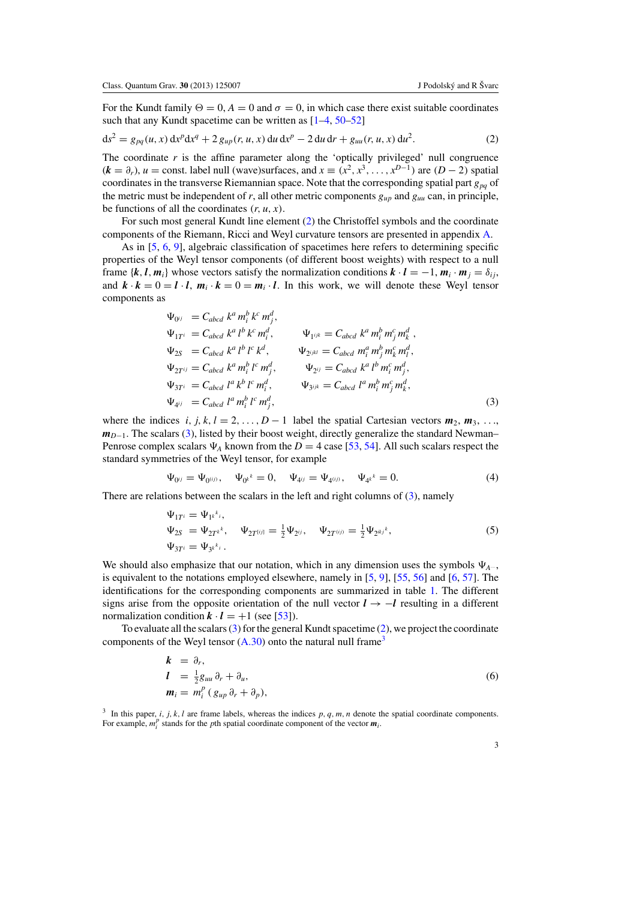For the Kundt family $\Theta = 0$, $A = 0$ and $\sigma = 0$, in which case there exist suitable coordinates such that any Kundt spacetime can be written as [1–4, 50–52]

$$\mathrm{d}s^2 = g_{pq}(u,x)\,\mathrm{d}x^p\mathrm{d}x^q + 2\,g_{up}(r,u,x)\,\mathrm{d}u\,\mathrm{d}x^p - 2\,\mathrm{d}u\,\mathrm{d}r + g_{uu}(r,u,x)\,\mathrm{d}u^2. \tag{2}$$

The coordinate $r$ is the affine parameter along the 'optically privileged' null congruence ($\boldsymbol{k} = \partial_r$), $u = \text{const.}$ label null (wave)surfaces, and $x \equiv (x^2, x^3, \ldots, x^{D-1})$ are $(D-2)$ spatial coordinates in the transverse Riemannian space. Note that the corresponding spatial part $g_{pq}$ of the metric must be independent of $r$, all other metric components $g_{up}$ and $g_{uu}$ can, in principle, be functions of all the coordinates $(r, u, x)$.

For such most general Kundt line element (2) the Christoffel symbols and the coordinate components of the Riemann, Ricci and Weyl curvature tensors are presented in appendix A.

As in [5, 6, 9], algebraic classification of spacetimes here refers to determining specific properties of the Weyl tensor components (of different boost weights) with respect to a null frame $\{\boldsymbol{k}, \boldsymbol{l}, \boldsymbol{m}_i\}$ whose vectors satisfy the normalization conditions $\boldsymbol{k}\cdot\boldsymbol{l} = -1$, $\boldsymbol{m}_i\cdot\boldsymbol{m}_j = \delta_{ij}$, and $\boldsymbol{k}\cdot\boldsymbol{k} = 0 = \boldsymbol{l}\cdot\boldsymbol{l}$, $\boldsymbol{m}_i\cdot\boldsymbol{k} = 0 = \boldsymbol{m}_i\cdot\boldsymbol{l}$. In this work, we will denote these Weyl tensor components as

$$\begin{aligned}
\Psi_{0^{ij}} &= C_{abcd}\, k^a\, m_i^b\, k^c\, m_j^d, \\
\Psi_{1T^i} &= C_{abcd}\, k^a\, l^b\, k^c\, m_i^d, \qquad \Psi_{1^{ijk}} = C_{abcd}\, k^a\, m_i^b\, m_j^c\, m_k^d, \\
\Psi_{2S} &= C_{abcd}\, k^a\, l^b\, l^c\, k^d, \qquad \Psi_{2^{ijkl}} = C_{abcd}\, m_i^a\, m_j^b\, m_k^c\, m_l^d, \\
\Psi_{2T^{ij}} &= C_{abcd}\, k^a\, m_i^b\, l^c\, m_j^d, \qquad \Psi_{2^{ij}} = C_{abcd}\, k^a\, l^b\, m_i^c\, m_j^d, \\
\Psi_{3T^i} &= C_{abcd}\, l^a\, k^b\, l^c\, m_i^d, \qquad \Psi_{3^{ijk}} = C_{abcd}\, l^a\, m_i^b\, m_j^c\, m_k^d, \\
\Psi_{4^{ij}} &= C_{abcd}\, l^a\, m_i^b\, l^c\, m_j^d,
\end{aligned} \tag{3}$$

where the indices $i, j, k, l = 2, \ldots, D-1$ label the spatial Cartesian vectors $\boldsymbol{m}_2, \boldsymbol{m}_3, \ldots, \boldsymbol{m}_{D-1}$. The scalars (3), listed by their boost weight, directly generalize the standard Newman–Penrose complex scalars $\Psi_A$ known from the $D = 4$ case [53, 54]. All such scalars respect the standard symmetries of the Weyl tensor, for example

$$\Psi_{0^{ij}} = \Psi_{0^{(ij)}}, \quad \Psi_{0^k{}_k} = 0, \quad \Psi_{4^{ij}} = \Psi_{4^{(ij)}}, \quad \Psi_{4^k{}_k} = 0. \tag{4}$$

There are relations between the scalars in the left and right columns of (3), namely

$$\begin{aligned}
\Psi_{1T^i} &= \Psi_{1^k{}_{ki}}, \\
\Psi_{2S} &= \Psi_{2T^k{}_k}, \qquad \Psi_{2T^{[ij]}} = \tfrac{1}{2}\Psi_{2^{ij}}, \qquad \Psi_{2T^{(ij)}} = \tfrac{1}{2}\Psi_{2^{ikj}{}^k}, \\
\Psi_{3T^i} &= \Psi_{3^k{}_{ki}}\,.
\end{aligned} \tag{5}$$

We should also emphasize that our notation, which in any dimension uses the symbols $\Psi_{A\cdots}$, is equivalent to the notations employed elsewhere, namely in [5, 9], [55, 56] and [6, 57]. The identifications for the corresponding components are summarized in table 1. The different signs arise from the opposite orientation of the null vector $\boldsymbol{l} \to -\boldsymbol{l}$ resulting in a different normalization condition $\boldsymbol{k}\cdot\boldsymbol{l} = +1$ (see [53]).

To evaluate all the scalars (3) for the general Kundt spacetime (2), we project the coordinate components of the Weyl tensor (A.30) onto the natural null frame[3]

$$\begin{aligned}
\boldsymbol{k} &= \partial_r, \\
\boldsymbol{l} &= \tfrac{1}{2} g_{uu}\,\partial_r + \partial_u, \\
\boldsymbol{m}_i &= m_i^p\,(\,g_{up}\,\partial_r + \partial_p),
\end{aligned} \tag{6}$$

[3] In this paper, $i, j, k, l$ are frame labels, whereas the indices $p, q, m, n$ denote the spatial coordinate components. For example, $m_i^p$ stands for the $p$th spatial coordinate component of the vector $\boldsymbol{m}_i$.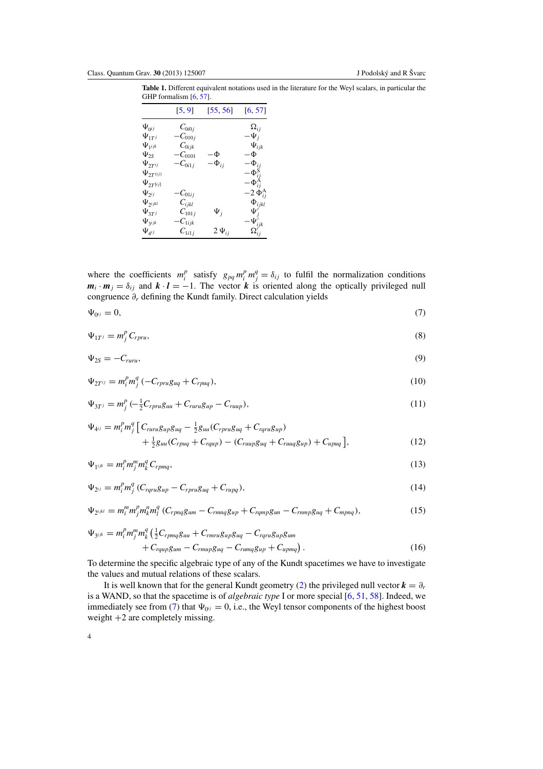**Table 1.** Different equivalent notations used in the literature for the Weyl scalars, in particular the GHP formalism [6, 57].

| | [5, 9] | [55, 56] | [6, 57] |
|---|---|---|---|
| $\Psi_{0^{ij}}$ | $C_{0i0j}$ | | $\Omega_{ij}$ |
| $\Psi_{1T^j}$ | $-C_{010j}$ | | $-\Psi_j$ |
| $\Psi_{1^{ijk}}$ | $C_{0ijk}$ | | $\Psi_{ijk}$ |
| $\Psi_{2S}$ | $-C_{0101}$ | $-\Phi$ | $-\Phi$ |
| $\Psi_{2T^{ij}}$ | $-C_{0i1j}$ | $-\Phi_{ij}$ | $-\Phi_{ij}$ |
| $\Psi_{2T^{(ij)}}$ | | | $-\Phi^{\rm S}_{ij}$ |
| $\Psi_{2T^{[ij]}}$ | | | $-\Phi^{\rm A}_{ij}$ |
| $\Psi_{2^{ij}}$ | $-C_{01ij}$ | | $-2\,\Phi^{\rm A}_{ij}$ |
| $\Psi_{2^{ijkl}}$ | $C_{ijkl}$ | | $\Phi_{ijkl}$ |
| $\Psi_{3T^j}$ | $C_{101j}$ | $\Psi_j$ | $\Psi'_j$ |
| $\Psi_{3^{ijk}}$ | $-C_{1ijk}$ | | $-\Psi'_{ijk}$ |
| $\Psi_{4^{ij}}$ | $C_{1i1j}$ | $2\,\Psi_{ij}$ | $\Omega'_{ij}$ |

where the coefficients $m_i^p$ satisfy $g_{pq}\, m_i^p\, m_j^q = \delta_{ij}$ to fulfil the normalization conditions $\boldsymbol{m}_i \cdot \boldsymbol{m}_j = \delta_{ij}$ and $\boldsymbol{k}\cdot\boldsymbol{l} = -1$. The vector $\boldsymbol{k}$ is oriented along the optically privileged null congruence $\partial_r$ defining the Kundt family. Direct calculation yields

$$\Psi_{0^{ij}} = 0, \tag{7}$$

$$\Psi_{1T^j} = m_j^p\, C_{rpru}, \tag{8}$$

$$\Psi_{2S} = -C_{ruru}, \tag{9}$$

$$\Psi_{2T^{ij}} = m_i^p m_j^q\, (-C_{rpru} g_{uq} + C_{rpuq}), \tag{10}$$

$$\Psi_{3T^j} = m_j^p\, (-\tfrac{1}{2} C_{rpru} g_{uu} + C_{ruru} g_{up} - C_{ruup}), \tag{11}$$

$$\begin{aligned}\Psi_{4^{ij}} = m_i^p m_j^q \big[\, & C_{ruru} g_{up} g_{uq} - \tfrac{1}{2} g_{uu} (C_{rpru} g_{uq} + C_{rqru} g_{up}) \\ & + \tfrac{1}{2} g_{uu} (C_{rpuq} + C_{rqup}) - (C_{ruup} g_{uq} + C_{ruuq} g_{up}) + C_{upuq} \,\big],\end{aligned} \tag{12}$$

$$\Psi_{1^{ijk}} = m_i^p m_j^m m_k^q\, C_{rpmq}, \tag{13}$$

$$\Psi_{2^{ij}} = m_i^p m_j^q\, (C_{rqru} g_{up} - C_{rpru} g_{uq} + C_{rupq}), \tag{14}$$

$$\Psi_{2^{ijkl}} = m_i^m m_j^p m_k^n m_l^q\, (C_{rpnq} g_{um} - C_{rmnq} g_{up} + C_{rqmp} g_{un} - C_{rnmp} g_{uq} + C_{mpnq}), \tag{15}$$

$$\begin{aligned}\Psi_{3^{ijk}} = m_i^p m_j^m m_k^q \big(\, & \tfrac{1}{2} C_{rpmq} g_{uu} + C_{rmru} g_{up} g_{uq} - C_{rqru} g_{up} g_{um} \\ & + C_{rqup} g_{um} - C_{rmup} g_{uq} - C_{rumq} g_{up} + C_{upmq} \big).\end{aligned} \tag{16}$$

To determine the specific algebraic type of any of the Kundt spacetimes we have to investigate the values and mutual relations of these scalars.

It is well known that for the general Kundt geometry (2) the privileged null vector $\boldsymbol{k} = \partial_r$ is a WAND, so that the spacetime is of *algebraic type* I or more special [6, 51, 58]. Indeed, we immediately see from (7) that $\Psi_{0^{ij}} = 0$, i.e., the Weyl tensor components of the highest boost weight $+2$ are completely missing.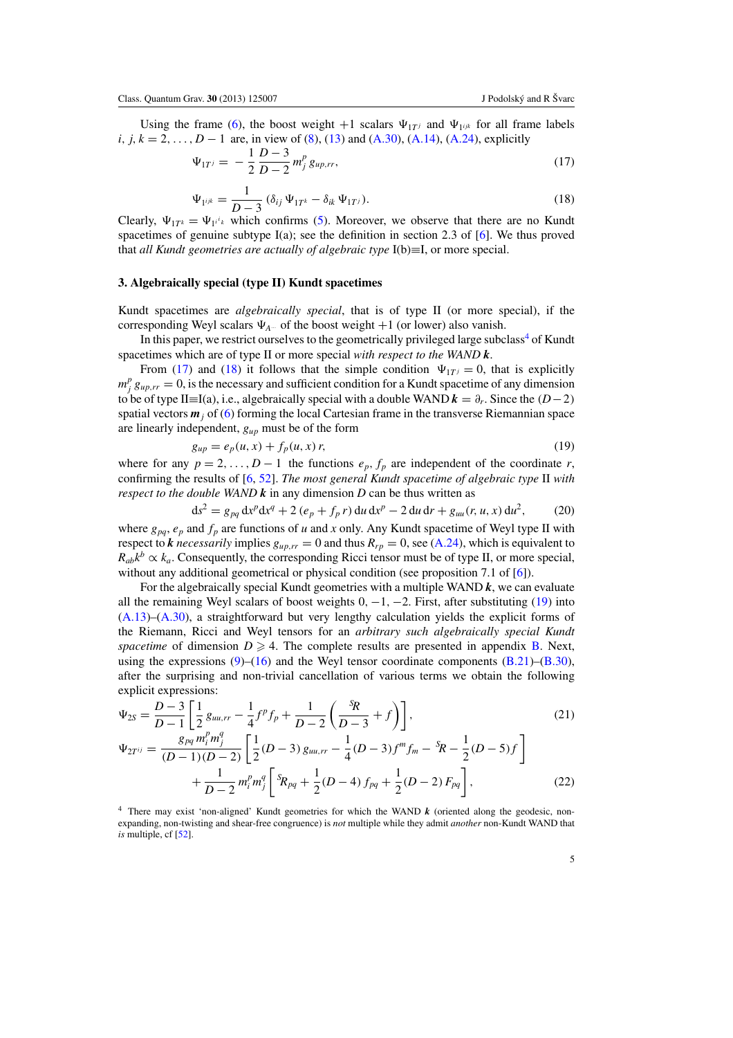Using the frame (6), the boost weight $+1$ scalars $\Psi_{1T^j}$ and $\Psi_{1^{ijk}}$ for all frame labels $i, j, k = 2, \ldots, D-1$ are, in view of (8), (13) and (A.30), (A.14), (A.24), explicitly

$$\Psi_{1T^j} = -\frac{1}{2}\frac{D-3}{D-2}\, m_j^p\, g_{up,rr}, \tag{17}$$

$$\Psi_{1^{ijk}} = \frac{1}{D-3}\,(\delta_{ij}\,\Psi_{1T^k} - \delta_{ik}\,\Psi_{1T^j}). \tag{18}$$

Clearly, $\Psi_{1T^k} = \Psi_{1^{i}{}_{ik}}$ which confirms (5). Moreover, we observe that there are no Kundt spacetimes of genuine subtype I(a); see the definition in section 2.3 of [6]. We thus proved that *all Kundt geometries are actually of algebraic type* I(b)$\equiv$I, or more special.

## 3. Algebraically special (type II) Kundt spacetimes

Kundt spacetimes are *algebraically special*, that is of type II (or more special), if the corresponding Weyl scalars $\Psi_{A^{\cdots}}$ of the boost weight $+1$ (or lower) also vanish.

In this paper, we restrict ourselves to the geometrically privileged large subclass[4] of Kundt spacetimes which are of type II or more special *with respect to the WAND* $\boldsymbol{k}$.

From (17) and (18) it follows that the simple condition $\Psi_{1T^j} = 0$, that is explicitly $m_j^p\, g_{up,rr} = 0$, is the necessary and sufficient condition for a Kundt spacetime of any dimension to be of type II$\equiv$I(a), i.e., algebraically special with a double WAND $\boldsymbol{k} = \partial_r$. Since the $(D-2)$ spatial vectors $\boldsymbol{m}_j$ of (6) forming the local Cartesian frame in the transverse Riemannian space are linearly independent, $g_{up}$ must be of the form

$$g_{up} = e_p(u, x) + f_p(u, x)\, r, \tag{19}$$

where for any $p = 2, \ldots, D-1$ the functions $e_p, f_p$ are independent of the coordinate $r$, confirming the results of [6, 52]. *The most general Kundt spacetime of algebraic type* II *with respect to the double WAND* $\boldsymbol{k}$ in any dimension $D$ can be thus written as

$$\mathrm{d}s^2 = g_{pq}\, \mathrm{d}x^p \mathrm{d}x^q + 2\,(e_p + f_p\, r)\, \mathrm{d}u\, \mathrm{d}x^p - 2\, \mathrm{d}u\, \mathrm{d}r + g_{uu}(r, u, x)\, \mathrm{d}u^2, \tag{20}$$

where $g_{pq}$, $e_p$ and $f_p$ are functions of $u$ and $x$ only. Any Kundt spacetime of Weyl type II with respect to $\boldsymbol{k}$ *necessarily* implies $g_{up,rr} = 0$ and thus $R_{rp} = 0$, see (A.24), which is equivalent to $R_{ab}k^b \propto k_a$. Consequently, the corresponding Ricci tensor must be of type II, or more special, without any additional geometrical or physical condition (see proposition 7.1 of [6]).

For the algebraically special Kundt geometries with a multiple WAND $\boldsymbol{k}$, we can evaluate all the remaining Weyl scalars of boost weights $0, -1, -2$. First, after substituting (19) into (A.13)–(A.30), a straightforward but very lengthy calculation yields the explicit forms of the Riemann, Ricci and Weyl tensors for an *arbitrary such algebraically special Kundt spacetime* of dimension $D \geqslant 4$. The complete results are presented in appendix B. Next, using the expressions (9)–(16) and the Weyl tensor coordinate components (B.21)–(B.30), after the surprising and non-trivial cancellation of various terms we obtain the following explicit expressions:

$$\Psi_{2S} = \frac{D-3}{D-1}\left[\frac{1}{2}\, g_{uu,rr} - \frac{1}{4} f^p f_p + \frac{1}{D-2}\left(\frac{{}^S\!R}{D-3} + f\right)\right], \tag{21}$$

$$\begin{aligned}\Psi_{2T^{ij}} = {}& \frac{g_{pq}\, m_i^p m_j^q}{(D-1)(D-2)}\left[\frac{1}{2}(D-3)\, g_{uu,rr} - \frac{1}{4}(D-3) f^m f_m - {}^S\!R - \frac{1}{2}(D-5) f\right] \\ & + \frac{1}{D-2}\, m_i^p m_j^q \left[{}^S\!R_{pq} + \frac{1}{2}(D-4)\, f_{pq} + \frac{1}{2}(D-2)\, F_{pq}\right],\end{aligned} \tag{22}$$

[4] There may exist ‘non-aligned’ Kundt geometries for which the WAND $\boldsymbol{k}$ (oriented along the geodesic, non-expanding, non-twisting and shear-free congruence) is *not* multiple while they admit *another* non-Kundt WAND that *is* multiple, cf [52].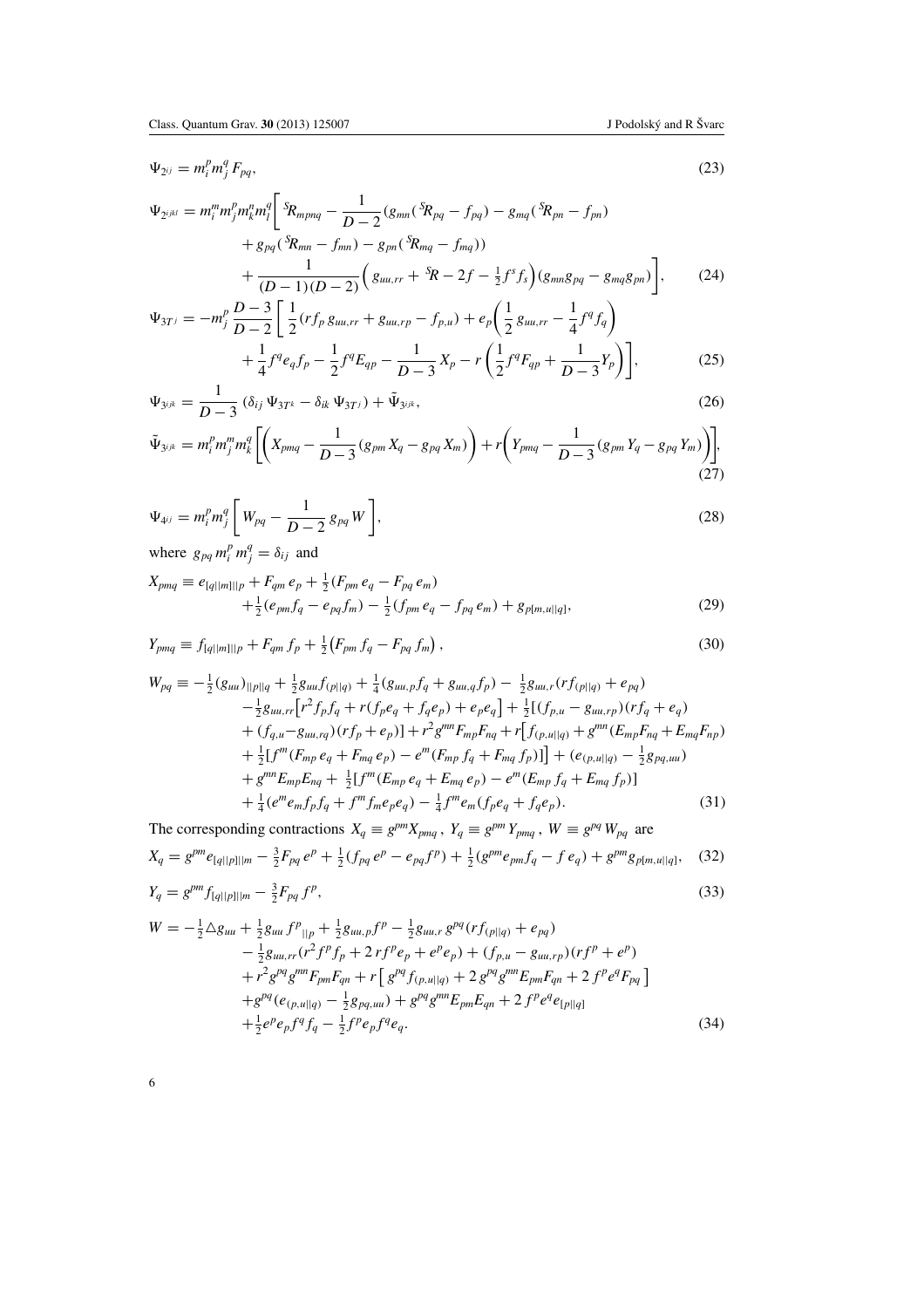$$\Psi_{2^{ij}} = m_i^p m_j^q F_{pq}, \tag{23}$$

$$\begin{aligned}\Psi_{2^{ijkl}} = m_i^m m_j^p m_k^n m_l^q \bigg[ {}^S\!R_{mpnq} - \frac{1}{D-2}(g_{mn}({}^S\!R_{pq} - f_{pq}) - g_{mq}({}^S\!R_{pn} - f_{pn}) \\ + g_{pq}({}^S\!R_{mn} - f_{mn}) - g_{pn}({}^S\!R_{mq} - f_{mq})) \\ + \frac{1}{(D-1)(D-2)}\Big( g_{uu,rr} + {}^S\!R - 2f - \tfrac{1}{2}f^s f_s\Big)(g_{mn}g_{pq} - g_{mq}g_{pn})\bigg],\end{aligned} \tag{24}$$

$$\begin{aligned}\Psi_{3T^j} = -m_j^p \frac{D-3}{D-2}\bigg[ \frac{1}{2}(r f_p\, g_{uu,rr} + g_{uu,rp} - f_{p,u}) + e_p\Big(\frac{1}{2}\, g_{uu,rr} - \frac{1}{4}f^q f_q\Big) \\ + \frac{1}{4}f^q e_q f_p - \frac{1}{2}f^q E_{qp} - \frac{1}{D-3}X_p - r\Big(\frac{1}{2}f^q F_{qp} + \frac{1}{D-3}Y_p\Big)\bigg],\end{aligned} \tag{25}$$

$$\Psi_{3^{ijk}} = \frac{1}{D-3}\,(\delta_{ij}\,\Psi_{3T^k} - \delta_{ik}\,\Psi_{3T^j}) + \tilde{\Psi}_{3^{ijk}}, \tag{26}$$

$$\tilde{\Psi}_{3^{ijk}} = m_i^p m_j^m m_k^q \bigg[\Big(X_{pmq} - \frac{1}{D-3}(g_{pm}\,X_q - g_{pq}\,X_m)\Big) + r\Big(Y_{pmq} - \frac{1}{D-3}(g_{pm}\,Y_q - g_{pq}\,Y_m)\Big)\bigg], \tag{27}$$

$$\Psi_{4^{ij}} = m_i^p m_j^q \bigg[ W_{pq} - \frac{1}{D-2}\, g_{pq}\, W \bigg], \tag{28}$$

where $g_{pq}\, m_i^p\, m_j^q = \delta_{ij}$ and

$$\begin{aligned}X_{pmq} \equiv e_{[q||m]||p} + F_{qm}\, e_p + \tfrac{1}{2}(F_{pm}\, e_q - F_{pq}\, e_m) \\ + \tfrac{1}{2}(e_{pm} f_q - e_{pq} f_m) - \tfrac{1}{2}(f_{pm}\, e_q - f_{pq}\, e_m) + g_{p[m,u||q]},\end{aligned} \tag{29}$$

$$Y_{pmq} \equiv f_{[q||m]||p} + F_{qm}\, f_p + \tfrac{1}{2}\big(F_{pm}\, f_q - F_{pq}\, f_m\big), \tag{30}$$

$$\begin{aligned}W_{pq} \equiv -\tfrac{1}{2}(g_{uu})_{||p||q} + \tfrac{1}{2}g_{uu}f_{(p||q)} + \tfrac{1}{4}(g_{uu,p}f_q + g_{uu,q}f_p) - \tfrac{1}{2}g_{uu,r}(rf_{(p||q)} + e_{pq}) \\ -\tfrac{1}{2}g_{uu,rr}\big[r^2 f_p f_q + r(f_p e_q + f_q e_p)\big] + e_p e_q\big] + \tfrac{1}{2}[(f_{p,u} - g_{uu,rp})(rf_q + e_q) \\ + (f_{q,u} - g_{uu,rq})(rf_p + e_p)] + r^2 g^{mn} F_{mp} F_{nq} + r\big[f_{(p,u||q)} + g^{mn}(E_{mp}F_{nq} + E_{mq}F_{np}) \\ + \tfrac{1}{2}[f^m(F_{mp}\, e_q + F_{mq}\, e_p) - e^m(F_{mp}\, f_q + F_{mq}\, f_p)]\big] + (e_{(p,u||q)} - \tfrac{1}{2}g_{pq,uu}) \\ + g^{mn}E_{mp}E_{nq} + \tfrac{1}{2}[f^m(E_{mp}\, e_q + E_{mq}\, e_p) - e^m(E_{mp}\, f_q + E_{mq}\, f_p)] \\ + \tfrac{1}{4}(e^m e_m f_p f_q + f^m f_m e_p e_q) - \tfrac{1}{4}f^m e_m(f_p e_q + f_q e_p).\end{aligned} \tag{31}$$

The corresponding contractions $X_q \equiv g^{pm} X_{pmq}$, $Y_q \equiv g^{pm}\, Y_{pmq}$, $W \equiv g^{pq}\, W_{pq}$ are

$$X_q = g^{pm} e_{[q||p]||m} - \tfrac{3}{2}F_{pq}\, e^p + \tfrac{1}{2}(f_{pq}\, e^p - e_{pq} f^p) + \tfrac{1}{2}(g^{pm} e_{pm} f_q - f\, e_q) + g^{pm} g_{p[m,u||q]}, \tag{32}$$

$$Y_q = g^{pm} f_{[q||p]||m} - \tfrac{3}{2}F_{pq}\, f^p, \tag{33}$$

$$\begin{aligned}W = -\tfrac{1}{2}\triangle g_{uu} + \tfrac{1}{2}g_{uu}\, f^p{}_{||p} + \tfrac{1}{2}g_{uu,p} f^p - \tfrac{1}{2}g_{uu,r}\, g^{pq}(rf_{(p||q)} + e_{pq}) \\ - \tfrac{1}{2}g_{uu,rr}(r^2 f^p f_p + 2\, r f^p e_p + e^p e_p) + (f_{p,u} - g_{uu,rp})(rf^p + e^p) \\ + r^2 g^{pq} g^{mn} F_{pm} F_{qn} + r\big[\, g^{pq} f_{(p,u||q)} + 2\, g^{pq} g^{mn} E_{pm} F_{qn} + 2\, f^p e^q F_{pq}\,\big] \\ + g^{pq}(e_{(p,u||q)} - \tfrac{1}{2}g_{pq,uu}) + g^{pq} g^{mn} E_{pm} E_{qn} + 2\, f^p e^q e_{[p||q]} \\ + \tfrac{1}{2}e^p e_p f^q f_q - \tfrac{1}{2}f^p e_p f^q e_q.\end{aligned} \tag{34}$$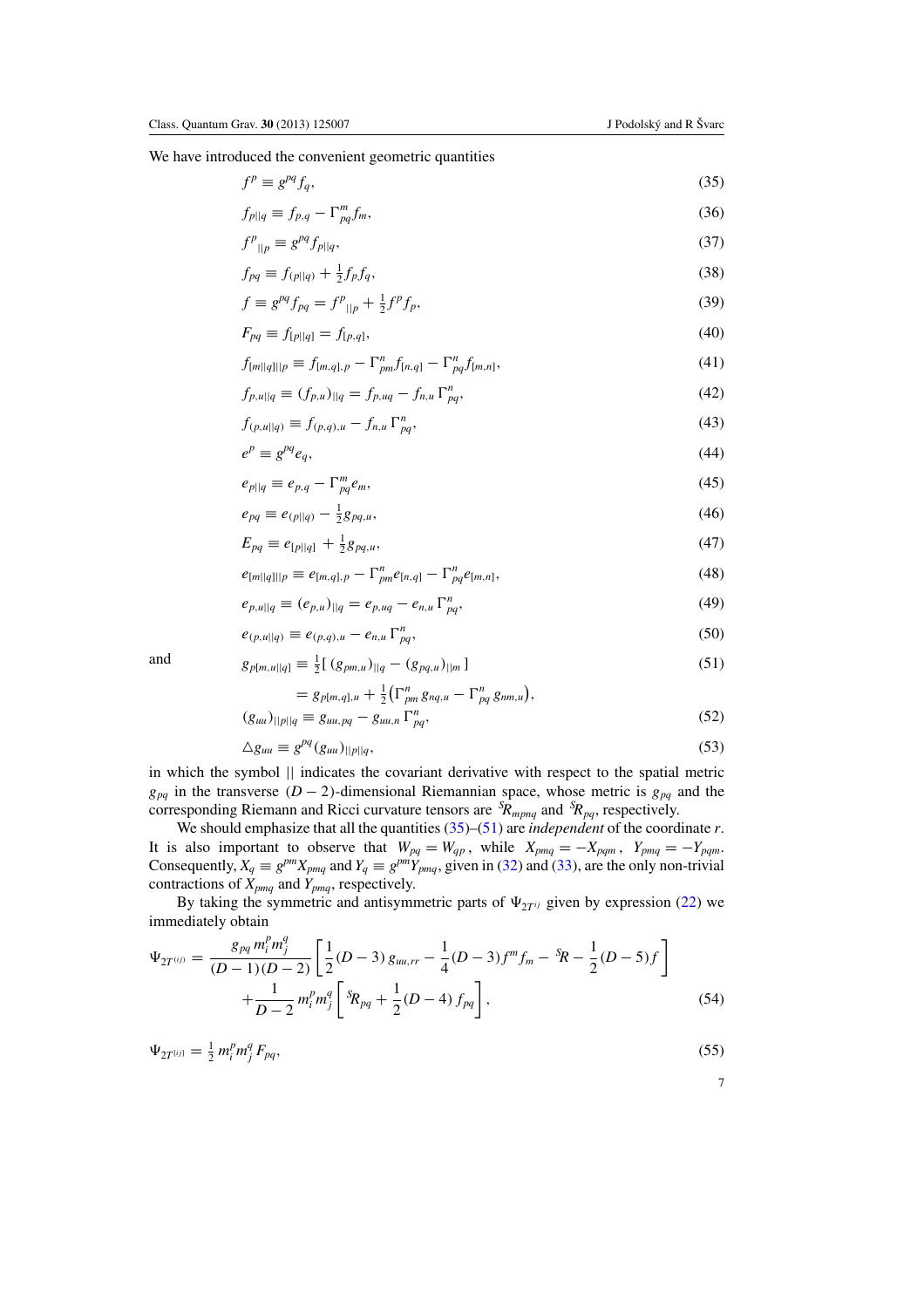We have introduced the convenient geometric quantities

$$f^p \equiv g^{pq} f_q, \tag{35}$$

$$f_{p||q} \equiv f_{p,q} - \Gamma^m_{pq} f_m, \tag{36}$$

$$f^p{}_{||p} \equiv g^{pq} f_{p||q}, \tag{37}$$

$$f_{pq} \equiv f_{(p||q)} + \tfrac{1}{2} f_p f_q, \tag{38}$$

$$f \equiv g^{pq} f_{pq} = f^p{}_{||p} + \tfrac{1}{2} f^p f_p, \tag{39}$$

$$F_{pq} \equiv f_{[p||q]} = f_{[p,q]}, \tag{40}$$

$$f_{[m||q]||p} \equiv f_{[m,q],p} - \Gamma^n_{pm} f_{[n,q]} - \Gamma^n_{pq} f_{[m,n]}, \tag{41}$$

$$f_{p,u||q} \equiv (f_{p,u})_{||q} = f_{p,uq} - f_{n,u}\, \Gamma^n_{pq}, \tag{42}$$

$$f_{(p,u||q)} \equiv f_{(p,q),u} - f_{n,u}\, \Gamma^n_{pq}, \tag{43}$$

$$e^p \equiv g^{pq} e_q, \tag{44}$$

$$e_{p||q} \equiv e_{p,q} - \Gamma^m_{pq} e_m, \tag{45}$$

$$e_{pq} \equiv e_{(p||q)} - \tfrac{1}{2} g_{pq,u}, \tag{46}$$

$$E_{pq} \equiv e_{[p||q]} + \tfrac{1}{2} g_{pq,u}, \tag{47}$$

$$e_{[m||q]||p} \equiv e_{[m,q],p} - \Gamma^n_{pm} e_{[n,q]} - \Gamma^n_{pq} e_{[m,n]}, \tag{48}$$

$$e_{p,u||q} \equiv (e_{p,u})_{||q} = e_{p,uq} - e_{n,u}\, \Gamma^n_{pq}, \tag{49}$$

$$e_{(p,u||q)} \equiv e_{(p,q),u} - e_{n,u}\, \Gamma^n_{pq}, \tag{50}$$

and

$$g_{p[m,u||q]} \equiv \tfrac{1}{2}[\, (g_{pm,u})_{||q} - (g_{pq,u})_{||m}\, ] \tag{51}$$

$$= g_{p[m,q],u} + \tfrac{1}{2}\big(\Gamma^n_{pm}\, g_{nq,u} - \Gamma^n_{pq}\, g_{nm,u}\big),$$

$$(g_{uu})_{||p||q} \equiv g_{uu,pq} - g_{uu,n}\, \Gamma^n_{pq}, \tag{52}$$

$$\triangle g_{uu} \equiv g^{pq} (g_{uu})_{||p||q}, \tag{53}$$

in which the symbol $||$ indicates the covariant derivative with respect to the spatial metric $g_{pq}$ in the transverse $(D-2)$-dimensional Riemannian space, whose metric is $g_{pq}$ and the corresponding Riemann and Ricci curvature tensors are ${}^S\!R_{mpnq}$ and ${}^S\!R_{pq}$, respectively.

We should emphasize that all the quantities (35)–(51) are *independent* of the coordinate $r$. It is also important to observe that $W_{pq} = W_{qp}$, while $X_{pmq} = -X_{pqm}$, $Y_{pmq} = -Y_{pqm}$. Consequently, $X_q \equiv g^{pm} X_{pmq}$ and $Y_q \equiv g^{pm} Y_{pmq}$, given in (32) and (33), are the only non-trivial contractions of $X_{pmq}$ and $Y_{pmq}$, respectively.

By taking the symmetric and antisymmetric parts of $\Psi_{2T^{ij}}$ given by expression (22) we immediately obtain

$$\Psi_{2T^{(ij)}} = \frac{g_{pq}\, m_i^p m_j^q}{(D-1)(D-2)} \left[ \frac{1}{2}(D-3)\, g_{uu,rr} - \frac{1}{4}(D-3) f^m f_m - {}^S\!R - \frac{1}{2}(D-5) f \right] + \frac{1}{D-2}\, m_i^p m_j^q \left[ {}^S\!R_{pq} + \frac{1}{2}(D-4)\, f_{pq} \right], \tag{54}$$

$$\Psi_{2T^{[ij]}} = \tfrac{1}{2}\, m_i^p m_j^q\, F_{pq}, \tag{55}$$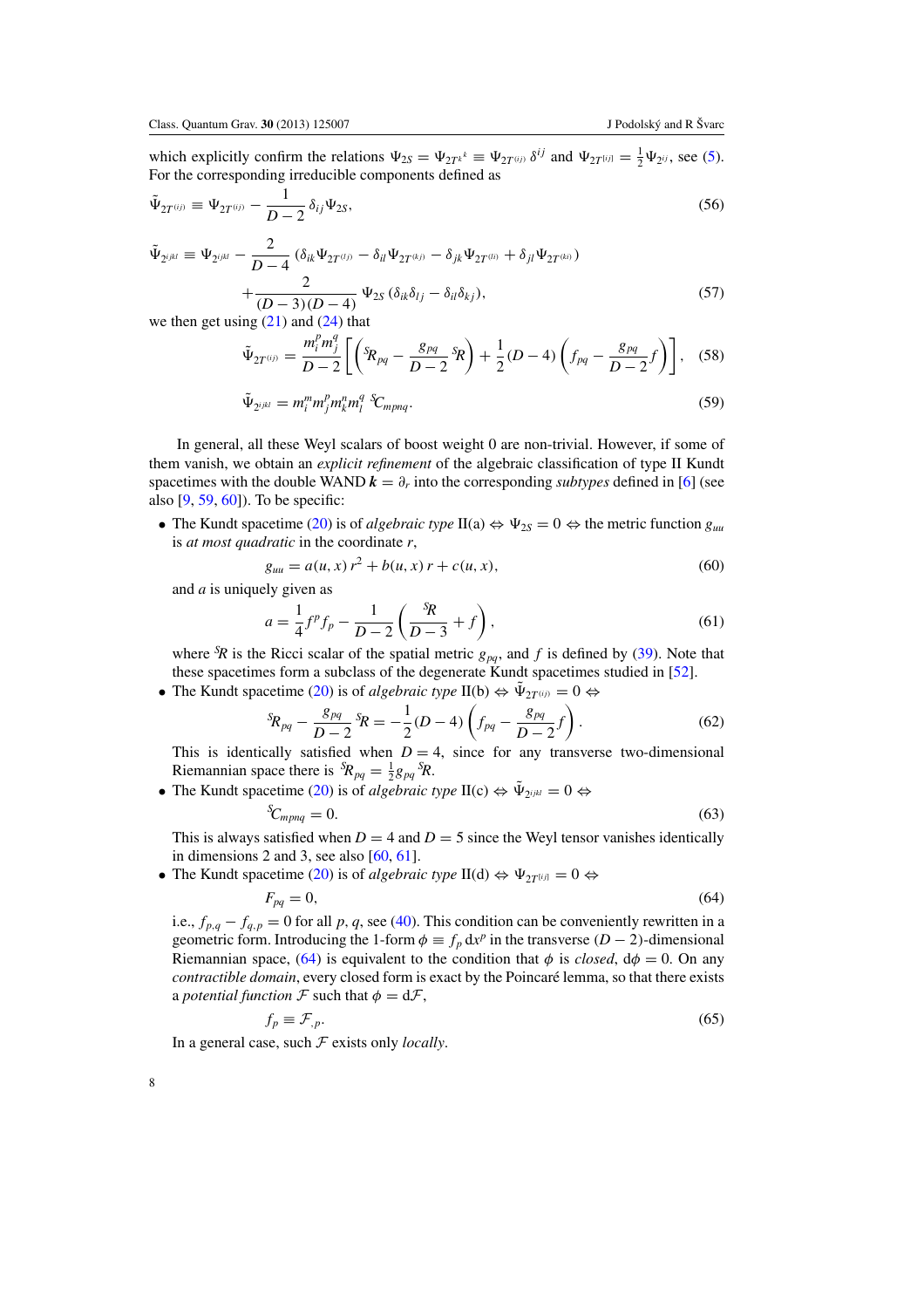which explicitly confirm the relations $\Psi_{2S} = \Psi_{2T^k{}_k} \equiv \Psi_{2T^{(ij)}}\,\delta^{ij}$ and $\Psi_{2T^{[ij]}} = \frac{1}{2}\Psi_{2^{ij}}$, see (5). For the corresponding irreducible components defined as

$$\tilde{\Psi}_{2T^{(ij)}} \equiv \Psi_{2T^{(ij)}} - \frac{1}{D-2}\,\delta_{ij}\Psi_{2S}, \tag{56}$$

$$\tilde{\Psi}_{2^{ijkl}} \equiv \Psi_{2^{ijkl}} - \frac{2}{D-4}\left(\delta_{ik}\Psi_{2T^{(lj)}} - \delta_{il}\Psi_{2T^{(kj)}} - \delta_{jk}\Psi_{2T^{(li)}} + \delta_{jl}\Psi_{2T^{(ki)}}\right)$$
$$+\frac{2}{(D-3)(D-4)}\,\Psi_{2S}\left(\delta_{ik}\delta_{lj} - \delta_{il}\delta_{kj}\right), \tag{57}$$

we then get using (21) and (24) that

$$\tilde{\Psi}_{2T^{(ij)}} = \frac{m_i^p m_j^q}{D-2}\left[\left({}^S\!R_{pq} - \frac{g_{pq}}{D-2}\,{}^S\!R\right) + \frac{1}{2}(D-4)\left(f_{pq} - \frac{g_{pq}}{D-2}f\right)\right], \tag{58}$$

$$\tilde{\Psi}_{2^{ijkl}} = m_i^m m_j^p m_k^n m_l^q\,{}^S C_{mpnq}. \tag{59}$$

In general, all these Weyl scalars of boost weight 0 are non-trivial. However, if some of them vanish, we obtain an *explicit refinement* of the algebraic classification of type II Kundt spacetimes with the double WAND $\boldsymbol{k} = \partial_r$ into the corresponding *subtypes* defined in [6] (see also [9, 59, 60]). To be specific:

- The Kundt spacetime (20) is of *algebraic type* II(a) $\Leftrightarrow$ $\Psi_{2S} = 0$ $\Leftrightarrow$ the metric function $g_{uu}$ is *at most quadratic* in the coordinate $r$,

$$g_{uu} = a(u,x)\,r^2 + b(u,x)\,r + c(u,x), \tag{60}$$

  and $a$ is uniquely given as

$$a = \frac{1}{4}f^p f_p - \frac{1}{D-2}\left(\frac{{}^S\!R}{D-3} + f\right), \tag{61}$$

  where ${}^S\!R$ is the Ricci scalar of the spatial metric $g_{pq}$, and $f$ is defined by (39). Note that these spacetimes form a subclass of the degenerate Kundt spacetimes studied in [52].

- The Kundt spacetime (20) is of *algebraic type* II(b) $\Leftrightarrow$ $\tilde{\Psi}_{2T^{(ij)}} = 0$ $\Leftrightarrow$

$${}^S\!R_{pq} - \frac{g_{pq}}{D-2}\,{}^S\!R = -\frac{1}{2}(D-4)\left(f_{pq} - \frac{g_{pq}}{D-2}f\right). \tag{62}$$

  This is identically satisfied when $D = 4$, since for any transverse two-dimensional Riemannian space there is ${}^S\!R_{pq} = \frac{1}{2}g_{pq}\,{}^S\!R$.

- The Kundt spacetime (20) is of *algebraic type* II(c) $\Leftrightarrow$ $\tilde{\Psi}_{2^{ijkl}} = 0$ $\Leftrightarrow$

$${}^S C_{mpnq} = 0. \tag{63}$$

  This is always satisfied when $D = 4$ and $D = 5$ since the Weyl tensor vanishes identically in dimensions 2 and 3, see also [60, 61].

- The Kundt spacetime (20) is of *algebraic type* II(d) $\Leftrightarrow$ $\Psi_{2T^{[ij]}} = 0$ $\Leftrightarrow$

$$F_{pq} = 0, \tag{64}$$

  i.e., $f_{p,q} - f_{q,p} = 0$ for all $p, q$, see (40). This condition can be conveniently rewritten in a geometric form. Introducing the 1-form $\phi \equiv f_p\,\mathrm{d}x^p$ in the transverse $(D-2)$-dimensional Riemannian space, (64) is equivalent to the condition that $\phi$ is *closed*, $\mathrm{d}\phi = 0$. On any *contractible domain*, every closed form is exact by the Poincaré lemma, so that there exists a *potential function* $\mathcal{F}$ such that $\phi = \mathrm{d}\mathcal{F}$,

$$f_p \equiv \mathcal{F}_{,p}. \tag{65}$$

  In a general case, such $\mathcal{F}$ exists only *locally*.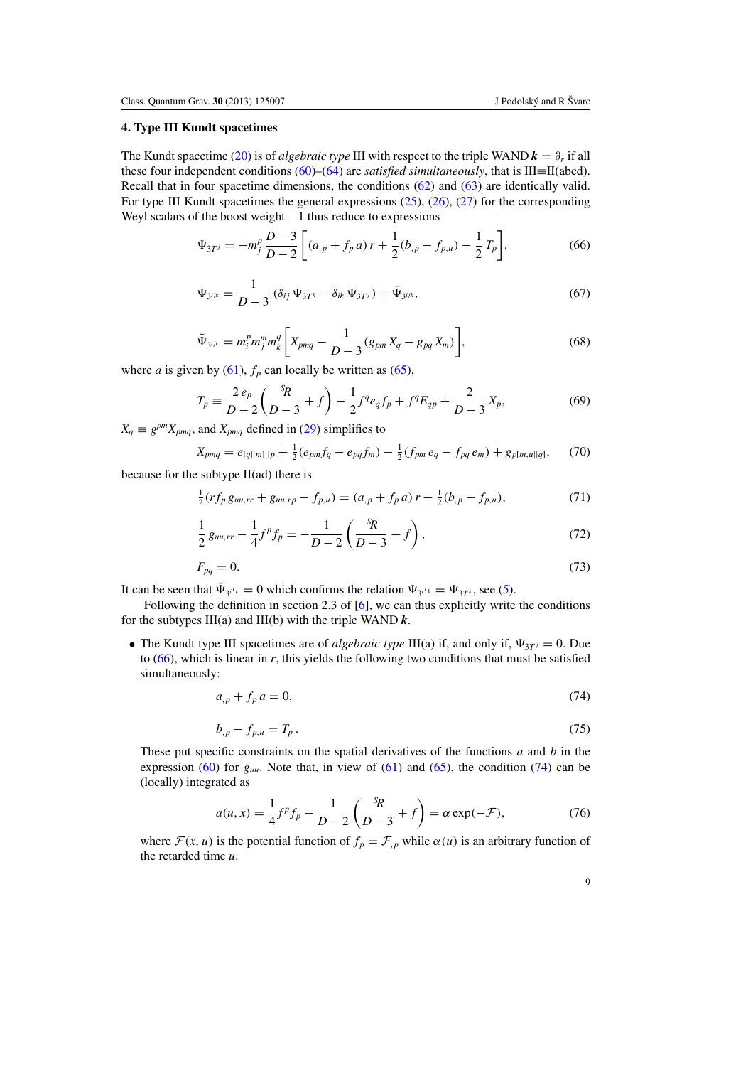## 4. Type III Kundt spacetimes

The Kundt spacetime (20) is of *algebraic type* III with respect to the triple WAND $\boldsymbol{k} = \partial_r$ if all these four independent conditions (60)–(64) are *satisfied simultaneously*, that is III≡II(abcd). Recall that in four spacetime dimensions, the conditions (62) and (63) are identically valid. For type III Kundt spacetimes the general expressions (25), (26), (27) for the corresponding Weyl scalars of the boost weight $-1$ thus reduce to expressions

$$\Psi_{3T^j} = -m_j^p\,\frac{D-3}{D-2}\left[(a_{,p} + f_p\,a)\,r + \frac{1}{2}(b_{,p} - f_{p,u}) - \frac{1}{2}\,T_p\right], \tag{66}$$

$$\Psi_{3^{ijk}} = \frac{1}{D-3}\,(\delta_{ij}\,\Psi_{3T^k} - \delta_{ik}\,\Psi_{3T^j}) + \tilde{\Psi}_{3^{ijk}}, \tag{67}$$

$$\tilde{\Psi}_{3^{ijk}} = m_i^p m_j^m m_k^q\left[X_{pmq} - \frac{1}{D-3}\,(g_{pm}\,X_q - g_{pq}\,X_m)\right], \tag{68}$$

where $a$ is given by (61), $f_p$ can locally be written as (65),

$$T_p \equiv \frac{2\,e_p}{D-2}\left(\frac{{}^S\!R}{D-3} + f\right) - \frac{1}{2}f^q e_q f_p + f^q E_{qp} + \frac{2}{D-3}X_p, \tag{69}$$

$X_q \equiv g^{pm}X_{pmq}$, and $X_{pmq}$ defined in (29) simplifies to

$$X_{pmq} = e_{[q||m]||p} + \tfrac{1}{2}(e_{pm}f_q - e_{pq}f_m) - \tfrac{1}{2}(f_{pm}\,e_q - f_{pq}\,e_m) + g_{p[m,u||q]}, \tag{70}$$

because for the subtype II(ad) there is

$$\tfrac{1}{2}(rf_p\,g_{uu,rr} + g_{uu,rp} - f_{p,u}) = (a_{,p} + f_p\,a)\,r + \tfrac{1}{2}(b_{,p} - f_{p,u}), \tag{71}$$

$$\frac{1}{2}\,g_{uu,rr} - \frac{1}{4}f^p f_p = -\frac{1}{D-2}\left(\frac{{}^S\!R}{D-3} + f\right), \tag{72}$$

$$F_{pq} = 0. \tag{73}$$

It can be seen that $\tilde{\Psi}_{3^{i}{}^{i}{}_{k}} = 0$ which confirms the relation $\Psi_{3^{i}{}^{i}{}_{k}} = \Psi_{3T^k}$, see (5).

Following the definition in section 2.3 of [6], we can thus explicitly write the conditions for the subtypes III(a) and III(b) with the triple WAND $\boldsymbol{k}$.

- The Kundt type III spacetimes are of *algebraic type* III(a) if, and only if, $\Psi_{3T^j} = 0$. Due to (66), which is linear in $r$, this yields the following two conditions that must be satisfied simultaneously:

$$a_{,p} + f_p\,a = 0, \tag{74}$$

$$b_{,p} - f_{p,u} = T_p\,. \tag{75}$$

These put specific constraints on the spatial derivatives of the functions $a$ and $b$ in the expression (60) for $g_{uu}$. Note that, in view of (61) and (65), the condition (74) can be (locally) integrated as

$$a(u,x) = \frac{1}{4}f^p f_p - \frac{1}{D-2}\left(\frac{{}^S\!R}{D-3} + f\right) = \alpha\,\exp(-\mathcal{F}), \tag{76}$$

where $\mathcal{F}(x,u)$ is the potential function of $f_p = \mathcal{F}_{,p}$ while $\alpha(u)$ is an arbitrary function of the retarded time $u$.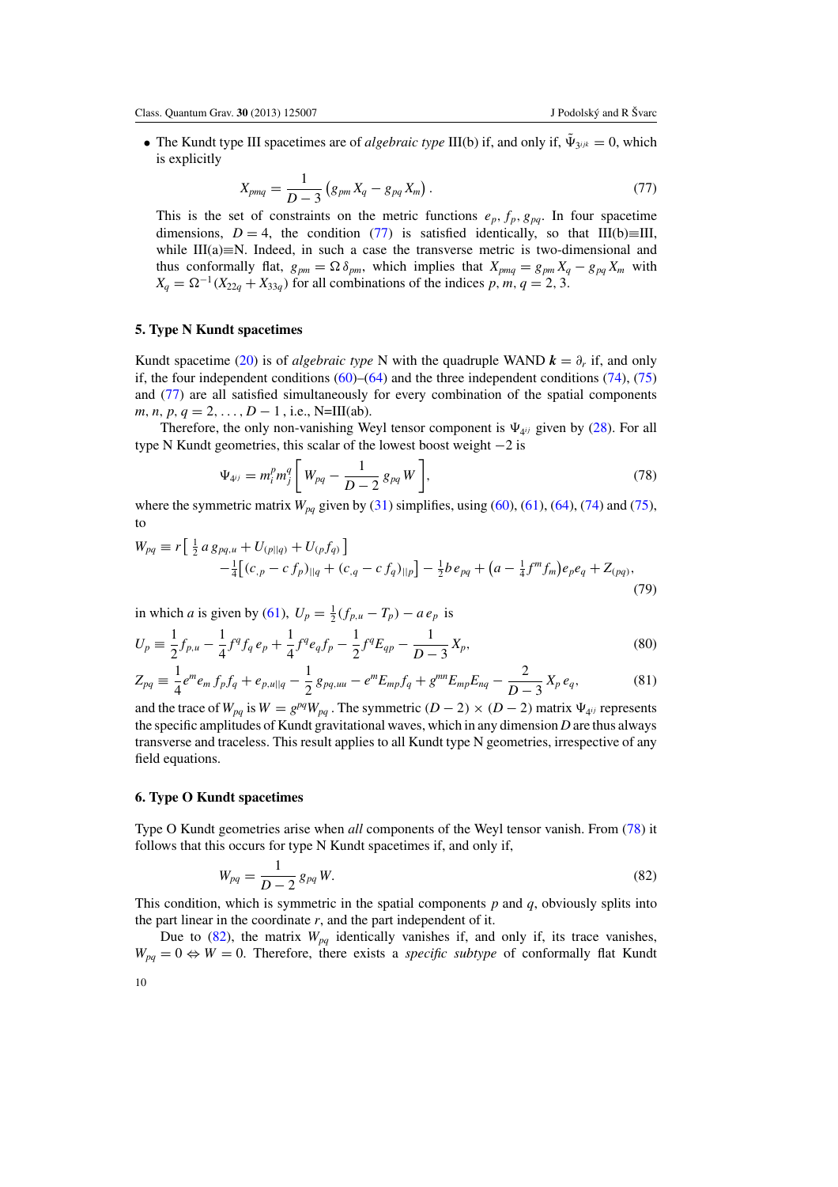- The Kundt type III spacetimes are of *algebraic type* III(b) if, and only if, $\tilde{\Psi}_{3^{ijk}} = 0$, which is explicitly

$$X_{pmq} = \frac{1}{D-3}\left(g_{pm}\,X_q - g_{pq}\,X_m\right). \tag{77}$$

This is the set of constraints on the metric functions $e_p, f_p, g_{pq}$. In four spacetime dimensions, $D = 4$, the condition (77) is satisfied identically, so that III(b)≡III, while III(a)≡N. Indeed, in such a case the transverse metric is two-dimensional and thus conformally flat, $g_{pm} = \Omega\,\delta_{pm}$, which implies that $X_{pmq} = g_{pm}\,X_q - g_{pq}\,X_m$ with $X_q = \Omega^{-1}(X_{22q} + X_{33q})$ for all combinations of the indices $p, m, q = 2, 3$.

## 5. Type N Kundt spacetimes

Kundt spacetime (20) is of *algebraic type* N with the quadruple WAND $\boldsymbol{k} = \partial_r$ if, and only if, the four independent conditions (60)–(64) and the three independent conditions (74), (75) and (77) are all satisfied simultaneously for every combination of the spatial components $m, n, p, q = 2, \ldots, D-1$, i.e., N=III(ab).

Therefore, the only non-vanishing Weyl tensor component is $\Psi_{4^{ij}}$ given by (28). For all type N Kundt geometries, this scalar of the lowest boost weight $-2$ is

$$\Psi_{4^{ij}} = m_i^p m_j^q \left[\, W_{pq} - \frac{1}{D-2}\,g_{pq}\,W \right], \tag{78}$$

where the symmetric matrix $W_{pq}$ given by (31) simplifies, using (60), (61), (64), (74) and (75), to

$$\begin{aligned} W_{pq} \equiv r\left[\,\tfrac{1}{2}\,a\,g_{pq,u} + U_{(p||q)} + U_{(p}f_{q)}\,\right] \\ -\tfrac{1}{4}\left[(c_{,p} - c\,f_p)_{||q} + (c_{,q} - c\,f_q)_{||p}\right] - \tfrac{1}{2}b\,e_{pq} + \left(a - \tfrac{1}{4}f^m f_m\right)e_p e_q + Z_{(pq)}, \end{aligned} \tag{79}$$

in which $a$ is given by (61), $U_p = \frac{1}{2}(f_{p,u} - T_p) - a\,e_p$ is

$$U_p \equiv \frac{1}{2}f_{p,u} - \frac{1}{4}f^q f_q\,e_p + \frac{1}{4}f^q e_q f_p - \frac{1}{2}f^q E_{qp} - \frac{1}{D-3}X_p, \tag{80}$$

$$Z_{pq} \equiv \frac{1}{4}e^m e_m\,f_p f_q + e_{p,u||q} - \frac{1}{2}\,g_{pq,uu} - e^m E_{mp} f_q + g^{mn}E_{mp}E_{nq} - \frac{2}{D-3}\,X_p\,e_q, \tag{81}$$

and the trace of $W_{pq}$ is $W = g^{pq}W_{pq}$ . The symmetric $(D-2)\times(D-2)$ matrix $\Psi_{4^{ij}}$ represents the specific amplitudes of Kundt gravitational waves, which in any dimension $D$ are thus always transverse and traceless. This result applies to all Kundt type N geometries, irrespective of any field equations.

## 6. Type O Kundt spacetimes

Type O Kundt geometries arise when *all* components of the Weyl tensor vanish. From (78) it follows that this occurs for type N Kundt spacetimes if, and only if,

$$W_{pq} = \frac{1}{D-2}\,g_{pq}\,W. \tag{82}$$

This condition, which is symmetric in the spatial components $p$ and $q$, obviously splits into the part linear in the coordinate $r$, and the part independent of it.

Due to (82), the matrix $W_{pq}$ identically vanishes if, and only if, its trace vanishes, $W_{pq} = 0 \Leftrightarrow W = 0$. Therefore, there exists a *specific subtype* of conformally flat Kundt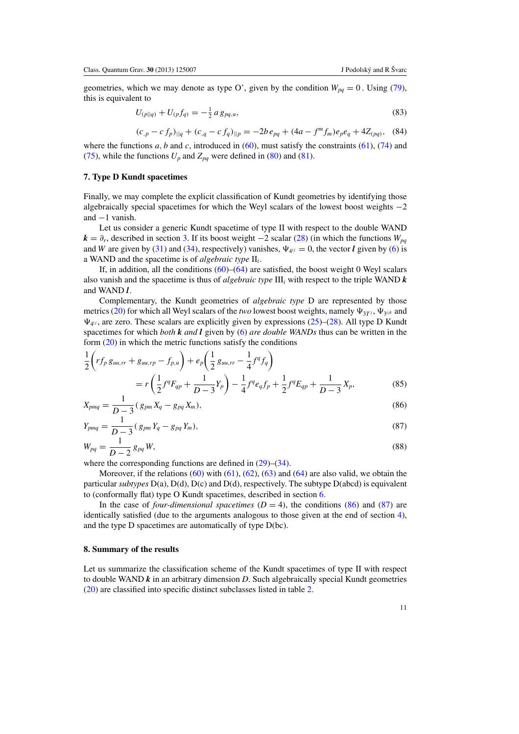geometries, which we may denote as type O', given by the condition $W_{pq} = 0$. Using (79), this is equivalent to

$$U_{(p||q)} + U_{(p}f_{q)} = -\tfrac{1}{2}\, a\, g_{pq,u}, \tag{83}$$

$$(c_{,p} - c\, f_p)_{||q} + (c_{,q} - c\, f_q)_{||p} = -2b\, e_{pq} + (4a - f^m f_m) e_p e_q + 4Z_{(pq)}, \tag{84}$$

where the functions $a$, $b$ and $c$, introduced in (60), must satisfy the constraints (61), (74) and (75), while the functions $U_p$ and $Z_{pq}$ were defined in (80) and (81).

## 7. Type D Kundt spacetimes

Finally, we may complete the explicit classification of Kundt geometries by identifying those algebraically special spacetimes for which the Weyl scalars of the lowest boost weights $-2$ and $-1$ vanish.

Let us consider a generic Kundt spacetime of type II with respect to the double WAND $\boldsymbol{k} = \partial_r$, described in section 3. If its boost weight $-2$ scalar (28) (in which the functions $W_{pq}$ and $W$ are given by (31) and (34), respectively) vanishes, $\Psi_{4^{ij}} = 0$, the vector $\boldsymbol{l}$ given by (6) is a WAND and the spacetime is of *algebraic type* II$_i$.

If, in addition, all the conditions (60)–(64) are satisfied, the boost weight 0 Weyl scalars also vanish and the spacetime is thus of *algebraic type* III$_i$ with respect to the triple WAND $\boldsymbol{k}$ and WAND $\boldsymbol{l}$.

Complementary, the Kundt geometries of *algebraic type* D are represented by those metrics (20) for which all Weyl scalars of the *two* lowest boost weights, namely $\Psi_{3T^j}$, $\Psi_{3^{ijk}}$ and $\Psi_{4^{ij}}$, are zero. These scalars are explicitly given by expressions (25)–(28). All type D Kundt spacetimes for which *both* $\boldsymbol{k}$ *and* $\boldsymbol{l}$ given by (6) *are double WANDs* thus can be written in the form (20) in which the metric functions satisfy the conditions

$$\frac{1}{2}\left(r f_p\, g_{uu,rr} + g_{uu,rp} - f_{p,u}\right) + e_p\left(\frac{1}{2}\, g_{uu,rr} - \frac{1}{4} f^q f_q\right)$$
$$= r\left(\frac{1}{2} f^q F_{qp} + \frac{1}{D-3} Y_p\right) - \frac{1}{4} f^q e_q f_p + \frac{1}{2} f^q E_{qp} + \frac{1}{D-3} X_p, \tag{85}$$

$$X_{pmq} = \frac{1}{D-3}\left(g_{pm} X_q - g_{pq} X_m\right), \tag{86}$$

$$Y_{pmq} = \frac{1}{D-3}\left(g_{pm} Y_q - g_{pq} Y_m\right), \tag{87}$$

$$W_{pq} = \frac{1}{D-2}\, g_{pq}\, W, \tag{88}$$

where the corresponding functions are defined in (29)–(34).

Moreover, if the relations (60) with (61), (62), (63) and (64) are also valid, we obtain the particular *subtypes* D(a), D(d), D(c) and D(d), respectively. The subtype D(abcd) is equivalent to (conformally flat) type O Kundt spacetimes, described in section 6.

In the case of *four-dimensional spacetimes* ($D = 4$), the conditions (86) and (87) are identically satisfied (due to the arguments analogous to those given at the end of section 4), and the type D spacetimes are automatically of type D(bc).

## 8. Summary of the results

Let us summarize the classification scheme of the Kundt spacetimes of type II with respect to double WAND $\boldsymbol{k}$ in an arbitrary dimension $D$. Such algebraically special Kundt geometries (20) are classified into specific distinct subclasses listed in table 2.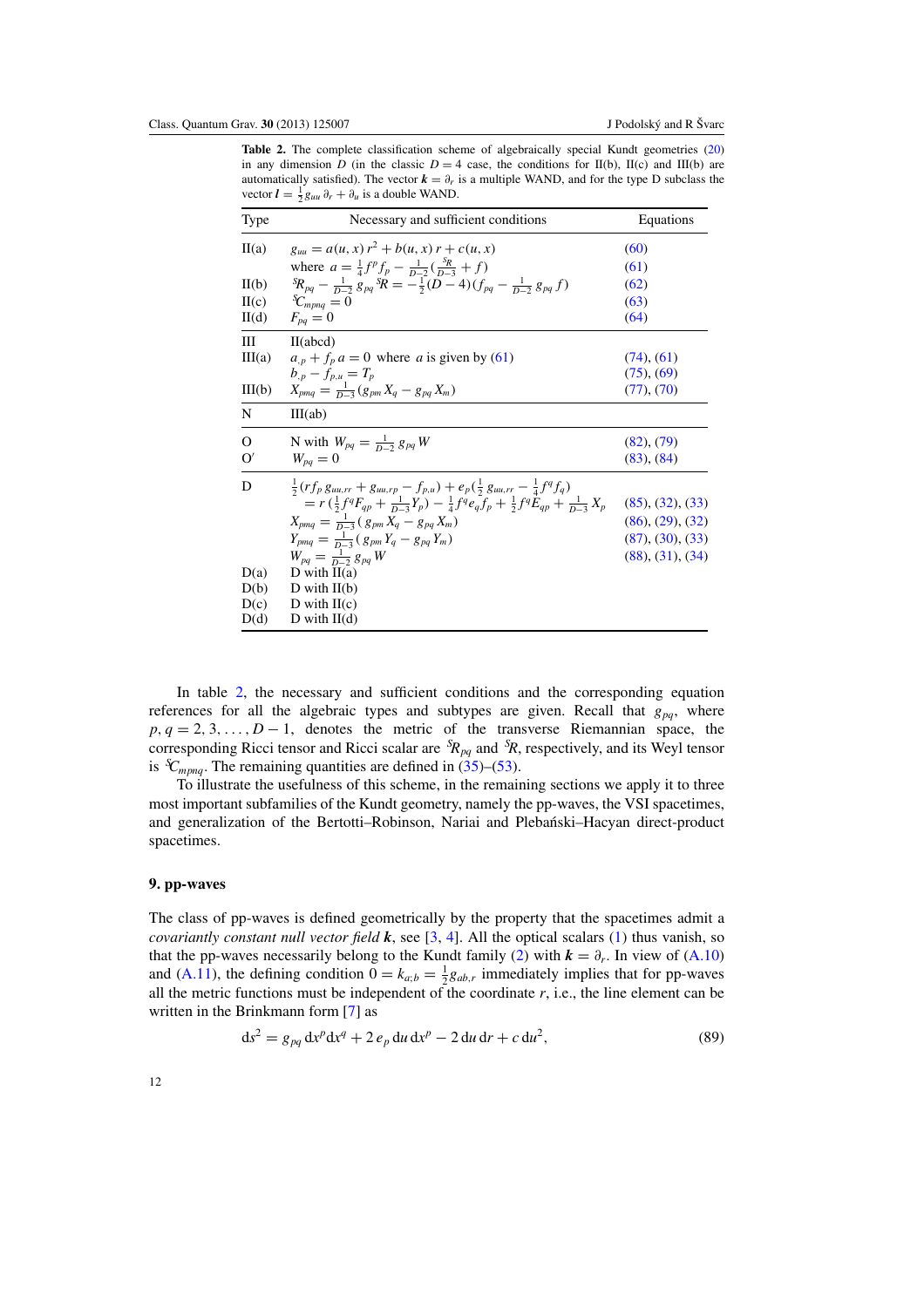**Table 2.** The complete classification scheme of algebraically special Kundt geometries (20) in any dimension $D$ (in the classic $D=4$ case, the conditions for II(b), II(c) and III(b) are automatically satisfied). The vector $\boldsymbol{k}=\partial_r$ is a multiple WAND, and for the type D subclass the vector $\boldsymbol{l}=\frac{1}{2}g_{uu}\,\partial_r+\partial_u$ is a double WAND.

| Type | Necessary and sufficient conditions | Equations |
|---|---|---|
| II(a) | $g_{uu}=a(u,x)\,r^2+b(u,x)\,r+c(u,x)$ | (60) |
| | where $a=\frac{1}{4}f^pf_p-\frac{1}{D-2}\big(\frac{{}^S\!R}{D-3}+f\big)$ | (61) |
| II(b) | ${}^S\!R_{pq}-\frac{1}{D-2}\,g_{pq}\,{}^S\!R=-\frac{1}{2}(D-4)\big(f_{pq}-\frac{1}{D-2}\,g_{pq}\,f\big)$ | (62) |
| II(c) | ${}^S\!C_{mpnq}=0$ | (63) |
| II(d) | $F_{pq}=0$ | (64) |
| III | II(abcd) | |
| III(a) | $a_{,p}+f_p\,a=0$ where $a$ is given by (61) | (74), (61) |
| | $b_{,p}-f_{p,u}=T_p$ | (75), (69) |
| III(b) | $X_{pmq}=\frac{1}{D-3}(g_{pm}\,X_q-g_{pq}\,X_m)$ | (77), (70) |
| N | III(ab) | |
| O | N with $W_{pq}=\frac{1}{D-2}\,g_{pq}\,W$ | (82), (79) |
| O′ | $W_{pq}=0$ | (83), (84) |
| D | $\frac{1}{2}(rf_p\,g_{uu,rr}+g_{uu,rp}-f_{p,u})+e_p(\frac{1}{2}\,g_{uu,rr}-\frac{1}{4}f^qf_q)$ $=r\,(\frac{1}{2}f^qF_{qp}+\frac{1}{D-3}Y_p)-\frac{1}{4}f^qe_qf_p+\frac{1}{2}f^qE_{qp}+\frac{1}{D-3}\,X_p$ | (85), (32), (33) |
| | $X_{pmq}=\frac{1}{D-3}(g_{pm}\,X_q-g_{pq}\,X_m)$ | (86), (29), (32) |
| | $Y_{pmq}=\frac{1}{D-3}(g_{pm}\,Y_q-g_{pq}\,Y_m)$ | (87), (30), (33) |
| | $W_{pq}=\frac{1}{D-2}\,g_{pq}\,W$ | (88), (31), (34) |
| D(a) | D with II(a) | |
| D(b) | D with II(b) | |
| D(c) | D with II(c) | |
| D(d) | D with II(d) | |

In table 2, the necessary and sufficient conditions and the corresponding equation references for all the algebraic types and subtypes are given. Recall that $g_{pq}$, where $p,q=2,3,\ldots,D-1$, denotes the metric of the transverse Riemannian space, the corresponding Ricci tensor and Ricci scalar are ${}^S\!R_{pq}$ and ${}^S\!R$, respectively, and its Weyl tensor is ${}^S\!C_{mpnq}$. The remaining quantities are defined in (35)–(53).

To illustrate the usefulness of this scheme, in the remaining sections we apply it to three most important subfamilies of the Kundt geometry, namely the pp-waves, the VSI spacetimes, and generalization of the Bertotti–Robinson, Nariai and Plebański–Hacyan direct-product spacetimes.

## 9. pp-waves

The class of pp-waves is defined geometrically by the property that the spacetimes admit a *covariantly constant null vector field* $\boldsymbol{k}$, see [3, 4]. All the optical scalars (1) thus vanish, so that the pp-waves necessarily belong to the Kundt family (2) with $\boldsymbol{k}=\partial_r$. In view of (A.10) and (A.11), the defining condition $0=k_{a;b}=\frac{1}{2}g_{ab,r}$ immediately implies that for pp-waves all the metric functions must be independent of the coordinate $r$, i.e., the line element can be written in the Brinkmann form [7] as

$$
\mathrm{d}s^2=g_{pq}\,\mathrm{d}x^p\mathrm{d}x^q+2\,e_p\,\mathrm{d}u\,\mathrm{d}x^p-2\,\mathrm{d}u\,\mathrm{d}r+c\,\mathrm{d}u^2, \tag{89}
$$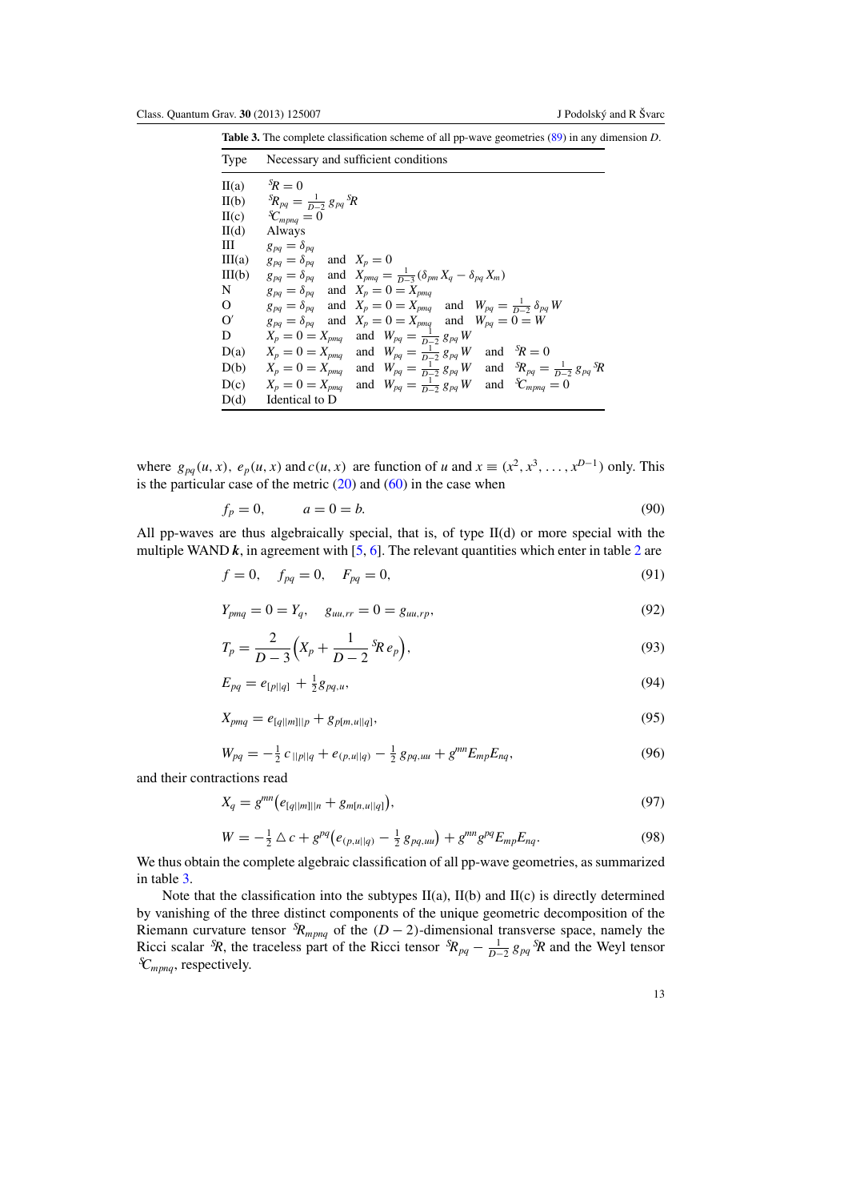**Table 3.** The complete classification scheme of all pp-wave geometries (89) in any dimension $D$.

| Type | Necessary and sufficient conditions |
|---|---|
| II(a) | ${}^S\!R = 0$ |
| II(b) | ${}^S\!R_{pq} = \frac{1}{D-2}\, g_{pq}\, {}^S\!R$ |
| II(c) | ${}^S\!C_{mpnq} = 0$ |
| II(d) | Always |
| III | $g_{pq} = \delta_{pq}$ |
| III(a) | $g_{pq} = \delta_{pq}$ and $X_p = 0$ |
| III(b) | $g_{pq} = \delta_{pq}$ and $X_{pmq} = \frac{1}{D-3}(\delta_{pm} X_q - \delta_{pq} X_m)$ |
| N | $g_{pq} = \delta_{pq}$ and $X_p = 0 = X_{pmq}$ |
| O | $g_{pq} = \delta_{pq}$ and $X_p = 0 = X_{pmq}$ and $W_{pq} = \frac{1}{D-2}\, \delta_{pq}\, W$ |
| O′ | $g_{pq} = \delta_{pq}$ and $X_p = 0 = X_{pmq}$ and $W_{pq} = 0 = W$ |
| D | $X_p = 0 = X_{pmq}$ and $W_{pq} = \frac{1}{D-2}\, g_{pq}\, W$ |
| D(a) | $X_p = 0 = X_{pmq}$ and $W_{pq} = \frac{1}{D-2}\, g_{pq}\, W$ and ${}^S\!R = 0$ |
| D(b) | $X_p = 0 = X_{pmq}$ and $W_{pq} = \frac{1}{D-2}\, g_{pq}\, W$ and ${}^S\!R_{pq} = \frac{1}{D-2}\, g_{pq}\, {}^S\!R$ |
| D(c) | $X_p = 0 = X_{pmq}$ and $W_{pq} = \frac{1}{D-2}\, g_{pq}\, W$ and ${}^S\!C_{mpnq} = 0$ |
| D(d) | Identical to D |

where $g_{pq}(u, x)$, $e_p(u, x)$ and $c(u, x)$ are function of $u$ and $x \equiv (x^2, x^3, \ldots, x^{D-1})$ only. This is the particular case of the metric (20) and (60) in the case when

$$f_p = 0, \qquad a = 0 = b. \tag{90}$$

All pp-waves are thus algebraically special, that is, of type II(d) or more special with the multiple WAND $\boldsymbol{k}$, in agreement with [5, 6]. The relevant quantities which enter in table 2 are

$$f = 0, \quad f_{pq} = 0, \quad F_{pq} = 0, \tag{91}$$

$$Y_{pmq} = 0 = Y_q, \quad g_{uu,rr} = 0 = g_{uu,rp}, \tag{92}$$

$$T_p = \frac{2}{D-3}\Big(X_p + \frac{1}{D-2}\, {}^S\!R\, e_p\Big), \tag{93}$$

$$E_{pq} = e_{[p||q]} + \tfrac{1}{2} g_{pq,u}, \tag{94}$$

$$X_{pmq} = e_{[q||m]||p} + g_{p[m,u||q]}, \tag{95}$$

$$W_{pq} = -\tfrac{1}{2}\, c_{\,||p||q} + e_{(p,u||q)} - \tfrac{1}{2}\, g_{pq,uu} + g^{mn} E_{mp} E_{nq}, \tag{96}$$

and their contractions read

$$X_q = g^{mn}\big(e_{[q||m]||n} + g_{m[n,u||q]}\big), \tag{97}$$

$$W = -\tfrac{1}{2} \triangle c + g^{pq}\big(e_{(p,u||q)} - \tfrac{1}{2}\, g_{pq,uu}\big) + g^{mn} g^{pq} E_{mp} E_{nq}. \tag{98}$$

We thus obtain the complete algebraic classification of all pp-wave geometries, as summarized in table 3.

Note that the classification into the subtypes II(a), II(b) and II(c) is directly determined by vanishing of the three distinct components of the unique geometric decomposition of the Riemann curvature tensor ${}^S\!R_{mpnq}$ of the $(D-2)$-dimensional transverse space, namely the Ricci scalar ${}^S\!R$, the traceless part of the Ricci tensor ${}^S\!R_{pq} - \frac{1}{D-2}\, g_{pq}\, {}^S\!R$ and the Weyl tensor ${}^S\!C_{mpnq}$, respectively.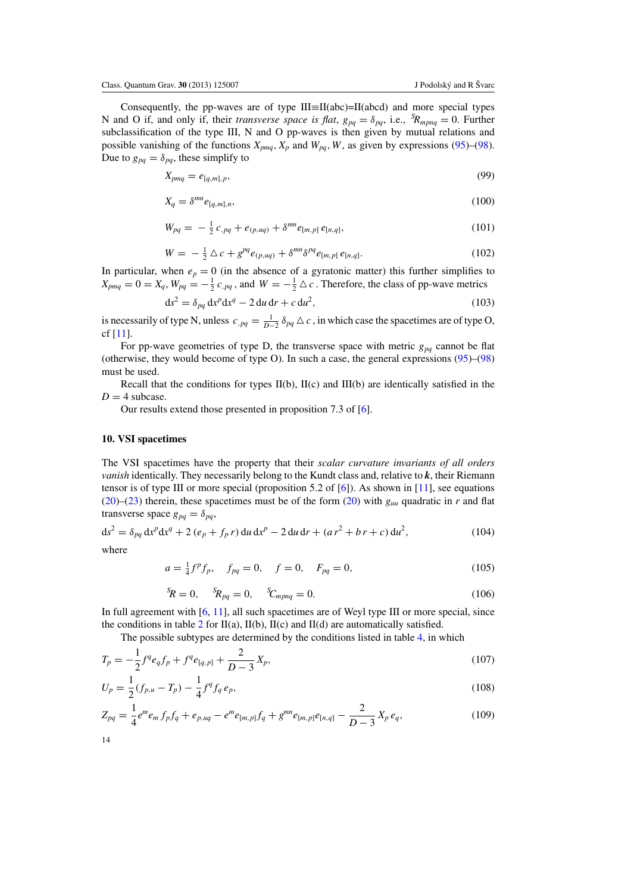Consequently, the pp-waves are of type III≡II(abc)=II(abcd) and more special types N and O if, and only if, their *transverse space is flat*, $g_{pq} = \delta_{pq}$, i.e., ${}^{S}\!R_{mpnq} = 0$. Further subclassification of the type III, N and O pp-waves is then given by mutual relations and possible vanishing of the functions $X_{pmq}$, $X_p$ and $W_{pq}$, $W$, as given by expressions (95)–(98). Due to $g_{pq} = \delta_{pq}$, these simplify to

$$X_{pmq} = e_{[q,m],p}, \tag{99}$$

$$X_q = \delta^{mn} e_{[q,m],n}, \tag{100}$$

$$W_{pq} = -\tfrac{1}{2}\, c_{,pq} + e_{(p,uq)} + \delta^{mn} e_{[m,p]}\, e_{[n,q]}, \tag{101}$$

$$W = -\tfrac{1}{2} \triangle c + g^{pq} e_{(p,uq)} + \delta^{mn} \delta^{pq} e_{[m,p]}\, e_{[n,q]}. \tag{102}$$

In particular, when $e_p = 0$ (in the absence of a gyratonic matter) this further simplifies to $X_{pmq} = 0 = X_q$, $W_{pq} = -\frac{1}{2}\, c_{,pq}$, and $W = -\frac{1}{2} \triangle c$. Therefore, the class of pp-wave metrics

$$\mathrm{d}s^2 = \delta_{pq}\, \mathrm{d}x^p \mathrm{d}x^q - 2\, \mathrm{d}u\, \mathrm{d}r + c\, \mathrm{d}u^2, \tag{103}$$

is necessarily of type N, unless $c_{,pq} = \frac{1}{D-2}\, \delta_{pq} \triangle c$, in which case the spacetimes are of type O, cf [11].

For pp-wave geometries of type D, the transverse space with metric $g_{pq}$ cannot be flat (otherwise, they would become of type O). In such a case, the general expressions (95)–(98) must be used.

Recall that the conditions for types II(b), II(c) and III(b) are identically satisfied in the $D = 4$ subcase.

Our results extend those presented in proposition 7.3 of [6].

## 10. VSI spacetimes

The VSI spacetimes have the property that their *scalar curvature invariants of all orders vanish* identically. They necessarily belong to the Kundt class and, relative to $\boldsymbol{k}$, their Riemann tensor is of type III or more special (proposition 5.2 of [6]). As shown in [11], see equations (20)–(23) therein, these spacetimes must be of the form (20) with $g_{uu}$ quadratic in $r$ and flat transverse space $g_{pq} = \delta_{pq}$,

$$\mathrm{d}s^2 = \delta_{pq}\, \mathrm{d}x^p \mathrm{d}x^q + 2\, (e_p + f_p\, r)\, \mathrm{d}u\, \mathrm{d}x^p - 2\, \mathrm{d}u\, \mathrm{d}r + (a\, r^2 + b\, r + c)\, \mathrm{d}u^2, \tag{104}$$

where

$$a = \tfrac{1}{4} f^p f_p, \quad f_{pq} = 0, \quad f = 0, \quad F_{pq} = 0, \tag{105}$$

$${}^{S}\!R = 0, \quad {}^{S}\!R_{pq} = 0, \quad {}^{S}\!C_{mpnq} = 0. \tag{106}$$

In full agreement with [6, 11], all such spacetimes are of Weyl type III or more special, since the conditions in table 2 for II(a), II(b), II(c) and II(d) are automatically satisfied.

The possible subtypes are determined by the conditions listed in table 4, in which

$$T_p = -\frac{1}{2} f^q e_q f_p + f^q e_{[q,p]} + \frac{2}{D-3} X_p, \tag{107}$$

$$U_p = \frac{1}{2}(f_{p,u} - T_p) - \frac{1}{4} f^q f_q\, e_p, \tag{108}$$

$$Z_{pq} = \frac{1}{4} e^m e_m\, f_p f_q + e_{p,uq} - e^m e_{[m,p]} f_q + g^{mn} e_{[m,p]} e_{[n,q]} - \frac{2}{D-3} X_p\, e_q, \tag{109}$$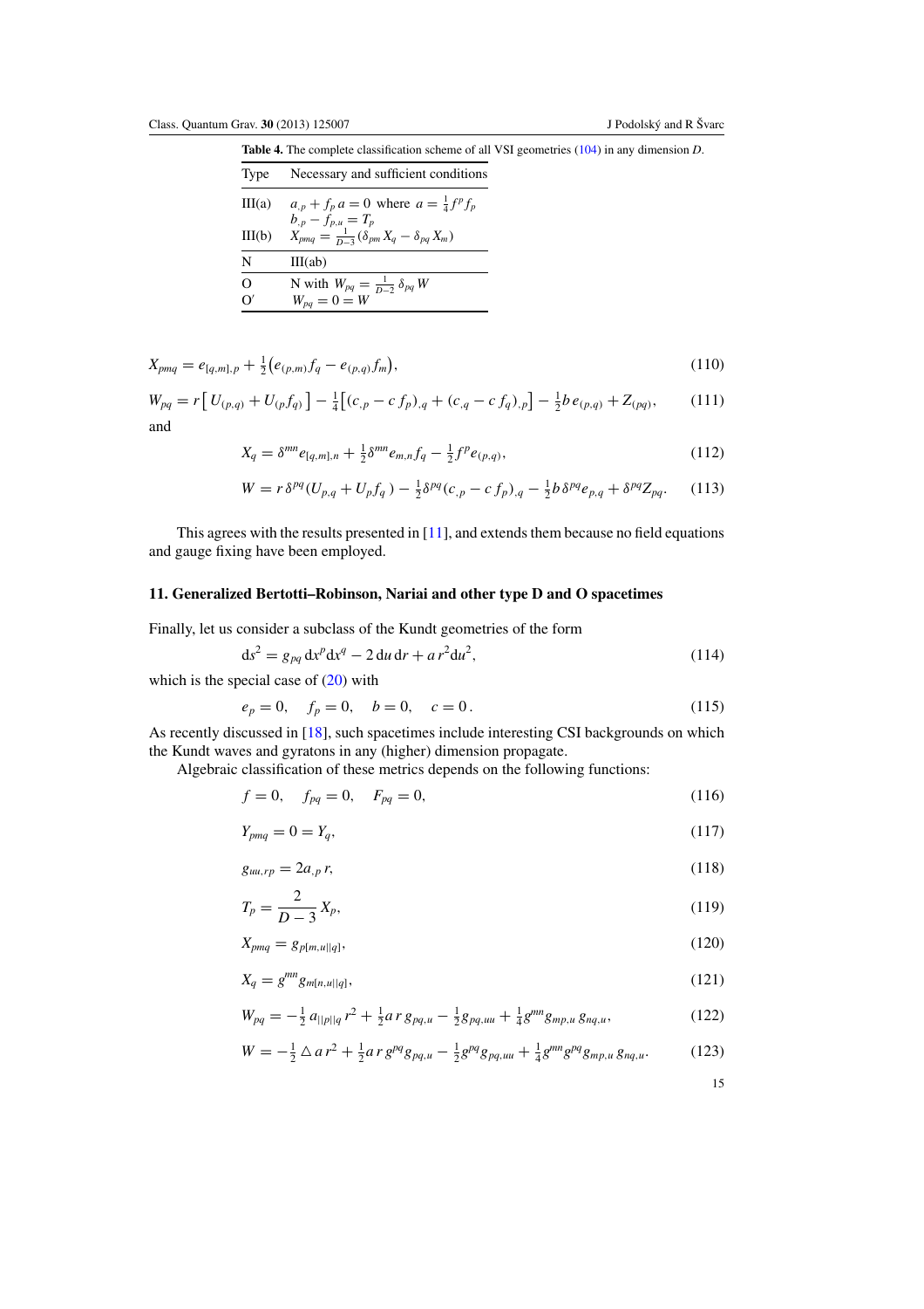**Table 4.** The complete classification scheme of all VSI geometries (104) in any dimension $D$.

| Type | Necessary and sufficient conditions |
| --- | --- |
| III(a) | $a_{,p} + f_p\, a = 0$ where $a = \frac{1}{4} f^p f_p$ <br> $b_{,p} - f_{p,u} = T_p$ |
| III(b) | $X_{pmq} = \frac{1}{D-3}(\delta_{pm} X_q - \delta_{pq} X_m)$ |
| N | III(ab) |
| O | N with $W_{pq} = \frac{1}{D-2}\,\delta_{pq}\, W$ |
| O′ | $W_{pq} = 0 = W$ |

$$X_{pmq} = e_{[q,m],p} + \tfrac{1}{2}\big(e_{(p,m)} f_q - e_{(p,q)} f_m\big), \tag{110}$$

$$W_{pq} = r\big[\, U_{(p,q)} + U_{(p} f_{q)}\,\big] - \tfrac{1}{4}\big[(c_{,p} - c\, f_p)_{,q} + (c_{,q} - c\, f_q)_{,p}\big] - \tfrac{1}{2} b\, e_{(p,q)} + Z_{(pq)}, \tag{111}$$

and

$$X_q = \delta^{mn} e_{[q,m],n} + \tfrac{1}{2}\delta^{mn} e_{m,n} f_q - \tfrac{1}{2} f^p e_{(p,q)}, \tag{112}$$

$$W = r\,\delta^{pq}(U_{p,q} + U_p f_q\,) - \tfrac{1}{2}\delta^{pq}(c_{,p} - c\, f_p)_{,q} - \tfrac{1}{2} b\,\delta^{pq} e_{p,q} + \delta^{pq} Z_{pq}. \tag{113}$$

This agrees with the results presented in [11], and extends them because no field equations and gauge fixing have been employed.

## 11. Generalized Bertotti–Robinson, Nariai and other type D and O spacetimes

Finally, let us consider a subclass of the Kundt geometries of the form

$$\mathrm{d}s^2 = g_{pq}\, \mathrm{d}x^p \mathrm{d}x^q - 2\, \mathrm{d}u\, \mathrm{d}r + a\, r^2 \mathrm{d}u^2, \tag{114}$$

which is the special case of (20) with

$$e_p = 0, \quad f_p = 0, \quad b = 0, \quad c = 0\,. \tag{115}$$

As recently discussed in [18], such spacetimes include interesting CSI backgrounds on which the Kundt waves and gyratons in any (higher) dimension propagate.

Algebraic classification of these metrics depends on the following functions:

$$f = 0, \quad f_{pq} = 0, \quad F_{pq} = 0, \tag{116}$$

$$Y_{pmq} = 0 = Y_q, \tag{117}$$

$$g_{uu,rp} = 2a_{,p}\, r, \tag{118}$$

$$T_p = \frac{2}{D-3}\, X_p, \tag{119}$$

$$X_{pmq} = g_{p[m,u||q]}, \tag{120}$$

$$X_q = g^{mn} g_{m[n,u||q]}, \tag{121}$$

$$W_{pq} = -\tfrac{1}{2}\, a_{||p||q}\, r^2 + \tfrac{1}{2} a\, r\, g_{pq,u} - \tfrac{1}{2} g_{pq,uu} + \tfrac{1}{4} g^{mn} g_{mp,u}\, g_{nq,u}, \tag{122}$$

$$W = -\tfrac{1}{2} \bigtriangleup a\, r^2 + \tfrac{1}{2} a\, r\, g^{pq} g_{pq,u} - \tfrac{1}{2} g^{pq} g_{pq,uu} + \tfrac{1}{4} g^{mn} g^{pq} g_{mp,u}\, g_{nq,u}. \tag{123}$$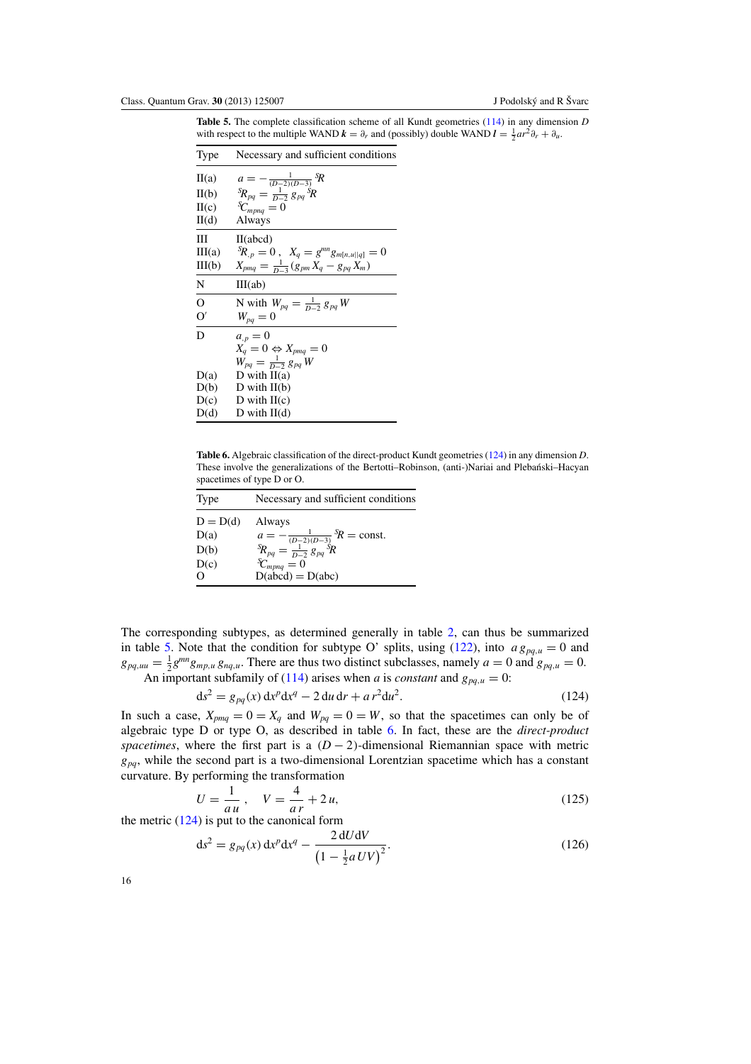**Table 5.** The complete classification scheme of all Kundt geometries (114) in any dimension $D$ with respect to the multiple WAND $\boldsymbol{k} = \partial_r$ and (possibly) double WAND $\boldsymbol{l} = \frac{1}{2}ar^2\partial_r + \partial_u$.

| Type | Necessary and sufficient conditions |
|---|---|
| II(a) | $a = -\frac{1}{(D-2)(D-3)}\,{}^S\!R$ |
| II(b) | ${}^S\!R_{pq} = \frac{1}{D-2}\,g_{pq}\,{}^S\!R$ |
| II(c) | ${}^S\!C_{mpnq} = 0$ |
| II(d) | Always |
| III | II(abcd) |
| III(a) | ${}^S\!R_{,p} = 0\,,\quad X_q = g^{mn}g_{m[n,u\|\|q]} = 0$ |
| III(b) | $X_{pmq} = \frac{1}{D-3}\,(g_{pm}\,X_q - g_{pq}\,X_m)$ |
| N | III(ab) |
| O | N with $W_{pq} = \frac{1}{D-2}\,g_{pq}\,W$ |
| O′ | $W_{pq} = 0$ |
| D | $a_{,p} = 0$ <br> $X_q = 0 \Leftrightarrow X_{pmq} = 0$ <br> $W_{pq} = \frac{1}{D-2}\,g_{pq}\,W$ |
| D(a) | D with II(a) |
| D(b) | D with II(b) |
| D(c) | D with II(c) |
| D(d) | D with II(d) |

**Table 6.** Algebraic classification of the direct-product Kundt geometries (124) in any dimension $D$. These involve the generalizations of the Bertotti–Robinson, (anti-)Nariai and Plebański–Hacyan spacetimes of type D or O.

| Type | Necessary and sufficient conditions |
|---|---|
| D = D(d) | Always |
| D(a) | $a = -\frac{1}{(D-2)(D-3)}\,{}^S\!R = \text{const.}$ |
| D(b) | ${}^S\!R_{pq} = \frac{1}{D-2}\,g_{pq}\,{}^S\!R$ |
| D(c) | ${}^S\!C_{mpnq} = 0$ |
| O | D(abcd) = D(abc) |

The corresponding subtypes, as determined generally in table 2, can thus be summarized in table 5. Note that the condition for subtype O' splits, using (122), into $a\,g_{pq,u} = 0$ and $g_{pq,uu} = \frac{1}{2}g^{mn}g_{mp,u}\,g_{nq,u}$. There are thus two distinct subclasses, namely $a = 0$ and $g_{pq,u} = 0$.

An important subfamily of (114) arises when $a$ is *constant* and $g_{pq,u} = 0$:

$$
\mathrm{d}s^2 = g_{pq}(x)\,\mathrm{d}x^p\mathrm{d}x^q - 2\,\mathrm{d}u\,\mathrm{d}r + a\,r^2\mathrm{d}u^2. \tag{124}
$$

In such a case, $X_{pmq} = 0 = X_q$ and $W_{pq} = 0 = W$, so that the spacetimes can only be of algebraic type D or type O, as described in table 6. In fact, these are the *direct-product spacetimes*, where the first part is a $(D-2)$-dimensional Riemannian space with metric $g_{pq}$, while the second part is a two-dimensional Lorentzian spacetime which has a constant curvature. By performing the transformation

$$
U = \frac{1}{a\,u}\,,\quad V = \frac{4}{a\,r} + 2\,u, \tag{125}
$$

the metric (124) is put to the canonical form

$$
\mathrm{d}s^2 = g_{pq}(x)\,\mathrm{d}x^p\mathrm{d}x^q - \frac{2\,\mathrm{d}U\mathrm{d}V}{\left(1 - \frac{1}{2}a\,UV\right)^2}. \tag{126}
$$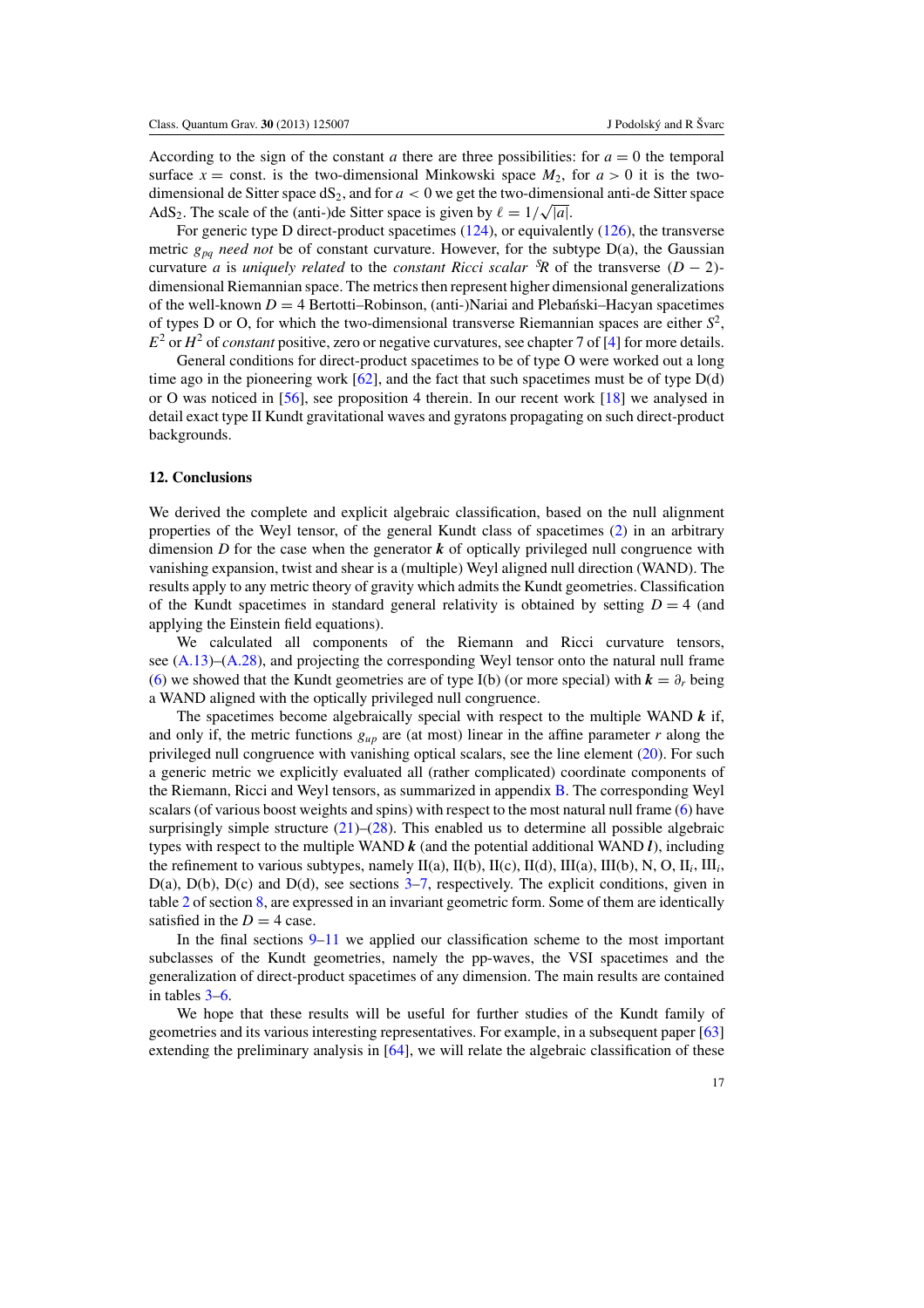According to the sign of the constant $a$ there are three possibilities: for $a = 0$ the temporal surface $x =$ const. is the two-dimensional Minkowski space $M_2$, for $a > 0$ it is the two-dimensional de Sitter space $\mathrm{dS}_2$, and for $a < 0$ we get the two-dimensional anti-de Sitter space $\mathrm{AdS}_2$. The scale of the (anti-)de Sitter space is given by $\ell = 1/\sqrt{|a|}$.

For generic type D direct-product spacetimes (124), or equivalently (126), the transverse metric $g_{pq}$ *need not* be of constant curvature. However, for the subtype D(a), the Gaussian curvature $a$ is *uniquely related* to the *constant Ricci scalar* ${}^S\!R$ of the transverse $(D-2)$-dimensional Riemannian space. The metrics then represent higher dimensional generalizations of the well-known $D = 4$ Bertotti–Robinson, (anti-)Nariai and Plebański–Hacyan spacetimes of types D or O, for which the two-dimensional transverse Riemannian spaces are either $S^2$, $E^2$ or $H^2$ of *constant* positive, zero or negative curvatures, see chapter 7 of [4] for more details.

General conditions for direct-product spacetimes to be of type O were worked out a long time ago in the pioneering work [62], and the fact that such spacetimes must be of type D(d) or O was noticed in [56], see proposition 4 therein. In our recent work [18] we analysed in detail exact type II Kundt gravitational waves and gyratons propagating on such direct-product backgrounds.

## 12. Conclusions

We derived the complete and explicit algebraic classification, based on the null alignment properties of the Weyl tensor, of the general Kundt class of spacetimes (2) in an arbitrary dimension $D$ for the case when the generator $\boldsymbol{k}$ of optically privileged null congruence with vanishing expansion, twist and shear is a (multiple) Weyl aligned null direction (WAND). The results apply to any metric theory of gravity which admits the Kundt geometries. Classification of the Kundt spacetimes in standard general relativity is obtained by setting $D = 4$ (and applying the Einstein field equations).

We calculated all components of the Riemann and Ricci curvature tensors, see (A.13)–(A.28), and projecting the corresponding Weyl tensor onto the natural null frame (6) we showed that the Kundt geometries are of type I(b) (or more special) with $\boldsymbol{k} = \partial_r$ being a WAND aligned with the optically privileged null congruence.

The spacetimes become algebraically special with respect to the multiple WAND $\boldsymbol{k}$ if, and only if, the metric functions $g_{up}$ are (at most) linear in the affine parameter $r$ along the privileged null congruence with vanishing optical scalars, see the line element (20). For such a generic metric we explicitly evaluated all (rather complicated) coordinate components of the Riemann, Ricci and Weyl tensors, as summarized in appendix B. The corresponding Weyl scalars (of various boost weights and spins) with respect to the most natural null frame (6) have surprisingly simple structure (21)–(28). This enabled us to determine all possible algebraic types with respect to the multiple WAND $\boldsymbol{k}$ (and the potential additional WAND $\boldsymbol{l}$), including the refinement to various subtypes, namely II(a), II(b), II(c), II(d), III(a), III(b), N, O, II$_i$, III$_i$, D(a), D(b), D(c) and D(d), see sections 3–7, respectively. The explicit conditions, given in table 2 of section 8, are expressed in an invariant geometric form. Some of them are identically satisfied in the $D = 4$ case.

In the final sections 9–11 we applied our classification scheme to the most important subclasses of the Kundt geometries, namely the pp-waves, the VSI spacetimes and the generalization of direct-product spacetimes of any dimension. The main results are contained in tables 3–6.

We hope that these results will be useful for further studies of the Kundt family of geometries and its various interesting representatives. For example, in a subsequent paper [63] extending the preliminary analysis in [64], we will relate the algebraic classification of these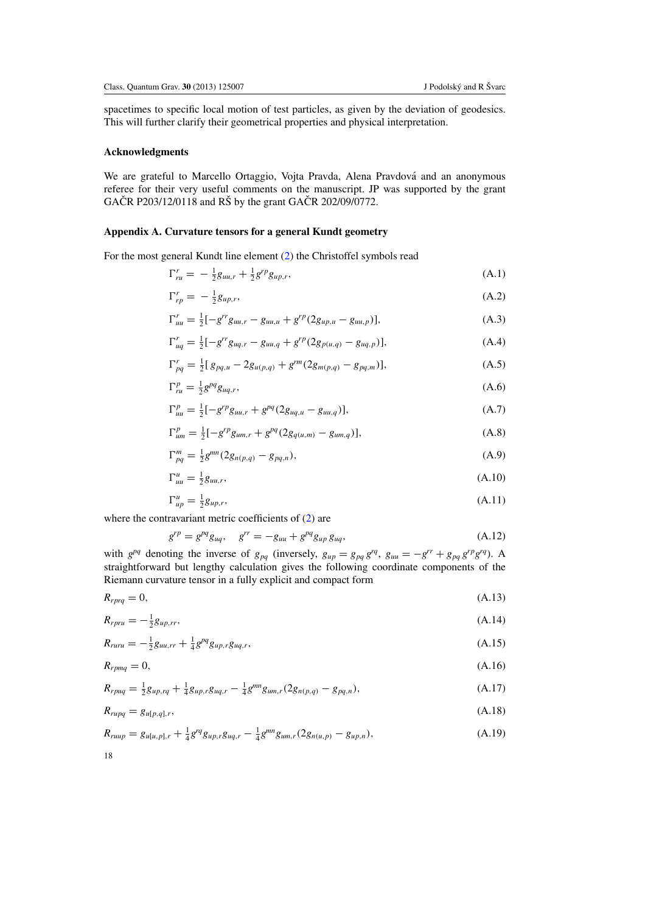spacetimes to specific local motion of test particles, as given by the deviation of geodesics. This will further clarify their geometrical properties and physical interpretation.

## Acknowledgments

We are grateful to Marcello Ortaggio, Vojta Pravda, Alena Pravdová and an anonymous referee for their very useful comments on the manuscript. JP was supported by the grant GAČR P203/12/0118 and RŠ by the grant GAČR 202/09/0772.

## Appendix A. Curvature tensors for a general Kundt geometry

For the most general Kundt line element (2) the Christoffel symbols read

$$\Gamma^r_{ru} = -\tfrac{1}{2}g_{uu,r} + \tfrac{1}{2}g^{rp}g_{up,r}, \tag{A.1}$$

$$\Gamma^r_{rp} = -\tfrac{1}{2}g_{up,r}, \tag{A.2}$$

$$\Gamma^r_{uu} = \tfrac{1}{2}[-g^{rr}g_{uu,r} - g_{uu,u} + g^{rp}(2g_{up,u} - g_{uu,p})], \tag{A.3}$$

$$\Gamma^r_{uq} = \tfrac{1}{2}[-g^{rr}g_{uq,r} - g_{uu,q} + g^{rp}(2g_{p(u,q)} - g_{uq,p})], \tag{A.4}$$

$$\Gamma^r_{pq} = \tfrac{1}{2}[\,g_{pq,u} - 2g_{u(p,q)} + g^{rm}(2g_{m(p,q)} - g_{pq,m})], \tag{A.5}$$

$$\Gamma^p_{ru} = \tfrac{1}{2}g^{pq}g_{uq,r}, \tag{A.6}$$

$$\Gamma^p_{uu} = \tfrac{1}{2}[-g^{rp}g_{uu,r} + g^{pq}(2g_{uq,u} - g_{uu,q})], \tag{A.7}$$

$$\Gamma^p_{um} = \tfrac{1}{2}[-g^{rp}g_{um,r} + g^{pq}(2g_{q(u,m)} - g_{um,q})], \tag{A.8}$$

$$\Gamma^m_{pq} = \tfrac{1}{2}g^{mn}(2g_{n(p,q)} - g_{pq,n}), \tag{A.9}$$

$$\Gamma^u_{uu} = \tfrac{1}{2}g_{uu,r}, \tag{A.10}$$

$$\Gamma^u_{up} = \tfrac{1}{2}g_{up,r}, \tag{A.11}$$

where the contravariant metric coefficients of (2) are

$$g^{rp} = g^{pq}g_{uq}, \quad g^{rr} = -g_{uu} + g^{pq}g_{up}\,g_{uq}, \tag{A.12}$$

with $g^{pq}$ denoting the inverse of $g_{pq}$ (inversely, $g_{up} = g_{pq}\,g^{rq}$, $g_{uu} = -g^{rr} + g_{pq}\,g^{rp}g^{rq}$). A straightforward but lengthy calculation gives the following coordinate components of the Riemann curvature tensor in a fully explicit and compact form

$$R_{rprq} = 0, \tag{A.13}$$

$$R_{rpru} = -\tfrac{1}{2}g_{up,rr}, \tag{A.14}$$

$$R_{ruru} = -\tfrac{1}{2}g_{uu,rr} + \tfrac{1}{4}g^{pq}g_{up,r}g_{uq,r}, \tag{A.15}$$

$$R_{rpmq} = 0, \tag{A.16}$$

$$R_{rpuq} = \tfrac{1}{2}g_{up,rq} + \tfrac{1}{4}g_{up,r}g_{uq,r} - \tfrac{1}{4}g^{mn}g_{um,r}(2g_{n(p,q)} - g_{pq,n}), \tag{A.17}$$

$$R_{rupq} = g_{u[p,q],r}, \tag{A.18}$$

$$R_{ruup} = g_{u[u,p],r} + \tfrac{1}{4}g^{rq}g_{up,r}g_{uq,r} - \tfrac{1}{4}g^{mn}g_{um,r}(2g_{n(u,p)} - g_{up,n}), \tag{A.19}$$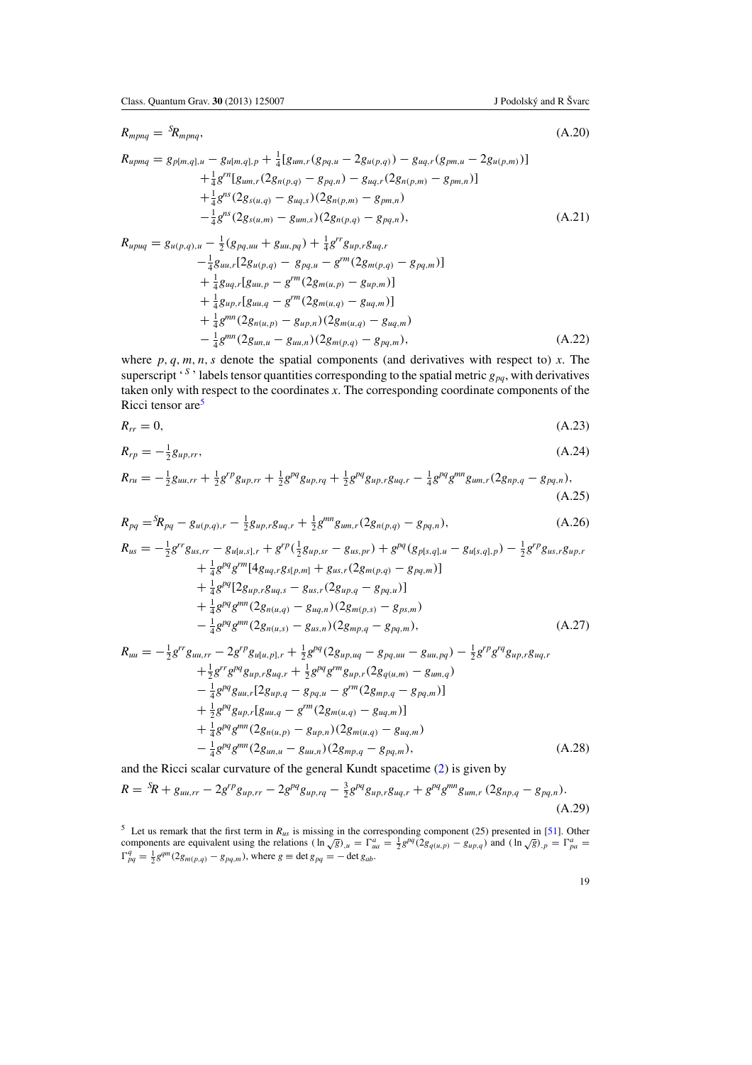$$R_{mpnq} = {}^{S}R_{mpnq}, \tag{A.20}$$

$$\begin{aligned}
R_{upmq} = {} & g_{p[m,q],u} - g_{u[m,q],p} + \tfrac{1}{4}[g_{um,r}(g_{pq,u} - 2g_{u(p,q)}) - g_{uq,r}(g_{pm,u} - 2g_{u(p,m)})] \\
& + \tfrac{1}{4}g^{rn}[g_{um,r}(2g_{n(p,q)} - g_{pq,n}) - g_{uq,r}(2g_{n(p,m)} - g_{pm,n})] \\
& + \tfrac{1}{4}g^{ns}(2g_{s(u,q)} - g_{uq,s})(2g_{n(p,m)} - g_{pm,n}) \\
& - \tfrac{1}{4}g^{ns}(2g_{s(u,m)} - g_{um,s})(2g_{n(p,q)} - g_{pq,n}),
\end{aligned} \tag{A.21}$$

$$\begin{aligned}
R_{upuq} = {} & g_{u(p,q),u} - \tfrac{1}{2}(g_{pq,uu} + g_{uu,pq}) + \tfrac{1}{4}g^{rr}g_{up,r}g_{uq,r} \\
& - \tfrac{1}{4}g_{uu,r}[2g_{u(p,q)} - g_{pq,u} - g^{rm}(2g_{m(p,q)} - g_{pq,m})] \\
& + \tfrac{1}{4}g_{uq,r}[g_{uu,p} - g^{rm}(2g_{m(u,p)} - g_{up,m})] \\
& + \tfrac{1}{4}g_{up,r}[g_{uu,q} - g^{rm}(2g_{m(u,q)} - g_{uq,m})] \\
& + \tfrac{1}{4}g^{mn}(2g_{n(u,p)} - g_{up,n})(2g_{m(u,q)} - g_{uq,m}) \\
& - \tfrac{1}{4}g^{mn}(2g_{un,u} - g_{uu,n})(2g_{m(p,q)} - g_{pq,m}),
\end{aligned} \tag{A.22}$$

where $p, q, m, n, s$ denote the spatial components (and derivatives with respect to) $x$. The superscript '${}^{S}$' labels tensor quantities corresponding to the spatial metric $g_{pq}$, with derivatives taken only with respect to the coordinates $x$. The corresponding coordinate components of the Ricci tensor are[5]

$$R_{rr} = 0, \tag{A.23}$$

$$R_{rp} = -\tfrac{1}{2}g_{up,rr}, \tag{A.24}$$

$$R_{ru} = -\tfrac{1}{2}g_{uu,rr} + \tfrac{1}{2}g^{rp}g_{up,rr} + \tfrac{1}{2}g^{pq}g_{up,rq} + \tfrac{1}{2}g^{pq}g_{up,r}g_{uq,r} - \tfrac{1}{4}g^{pq}g^{mn}g_{um,r}(2g_{np,q} - g_{pq,n}), \tag{A.25}$$

$$R_{pq} = {}^{S}R_{pq} - g_{u(p,q),r} - \tfrac{1}{2}g_{up,r}g_{uq,r} + \tfrac{1}{2}g^{mn}g_{um,r}(2g_{n(p,q)} - g_{pq,n}), \tag{A.26}$$

$$\begin{aligned}
R_{us} = {} & -\tfrac{1}{2}g^{rr}g_{us,rr} - g_{u[u,s],r} + g^{rp}(\tfrac{1}{2}g_{up,sr} - g_{us,pr}) + g^{pq}(g_{p[s,q],u} - g_{u[s,q],p}) - \tfrac{1}{2}g^{rp}g_{us,r}g_{up,r} \\
& + \tfrac{1}{4}g^{pq}g^{rm}[4g_{uq,r}g_{s[p,m]} + g_{us,r}(2g_{m(p,q)} - g_{pq,m})] \\
& + \tfrac{1}{4}g^{pq}[2g_{up,r}g_{uq,s} - g_{us,r}(2g_{up,q} - g_{pq,u})] \\
& + \tfrac{1}{4}g^{pq}g^{mn}(2g_{n(u,q)} - g_{uq,n})(2g_{m(p,s)} - g_{ps,m}) \\
& - \tfrac{1}{4}g^{pq}g^{mn}(2g_{n(u,s)} - g_{us,n})(2g_{mp,q} - g_{pq,m}),
\end{aligned} \tag{A.27}$$

$$\begin{aligned}
R_{uu} = {} & -\tfrac{1}{2}g^{rr}g_{uu,rr} - 2g^{rp}g_{u[u,p],r} + \tfrac{1}{2}g^{pq}(2g_{up,uq} - g_{pq,uu} - g_{uu,pq}) - \tfrac{1}{2}g^{rp}g^{rq}g_{up,r}g_{uq,r} \\
& + \tfrac{1}{2}g^{rr}g^{pq}g_{up,r}g_{uq,r} + \tfrac{1}{2}g^{pq}g^{rm}g_{up,r}(2g_{q(u,m)} - g_{um,q}) \\
& - \tfrac{1}{4}g^{pq}g_{uu,r}[2g_{up,q} - g_{pq,u} - g^{rm}(2g_{mp,q} - g_{pq,m})] \\
& + \tfrac{1}{2}g^{pq}g_{up,r}[g_{uu,q} - g^{rm}(2g_{m(u,q)} - g_{uq,m})] \\
& + \tfrac{1}{4}g^{pq}g^{mn}(2g_{n(u,p)} - g_{up,n})(2g_{m(u,q)} - g_{uq,m}) \\
& - \tfrac{1}{4}g^{pq}g^{mn}(2g_{un,u} - g_{uu,n})(2g_{mp,q} - g_{pq,m}),
\end{aligned} \tag{A.28}$$

and the Ricci scalar curvature of the general Kundt spacetime (2) is given by

$$R = {}^{S}R + g_{uu,rr} - 2g^{rp}g_{up,rr} - 2g^{pq}g_{up,rq} - \tfrac{3}{2}g^{pq}g_{up,r}g_{uq,r} + g^{pq}g^{mn}g_{um,r}(2g_{np,q} - g_{pq,n}). \tag{A.29}$$

[5] Let us remark that the first term in $R_{us}$ is missing in the corresponding component (25) presented in [51]. Other components are equivalent using the relations $(\ln\sqrt{g})_{,u} = \Gamma^{a}_{ua} = \frac{1}{2}g^{pq}(2g_{q(u,p)} - g_{up,q})$ and $(\ln\sqrt{g})_{,p} = \Gamma^{a}_{pa} = \Gamma^{q}_{pq} = \frac{1}{2}g^{qm}(2g_{m(p,q)} - g_{pq,m})$, where $g \equiv \det g_{pq} = -\det g_{ab}$.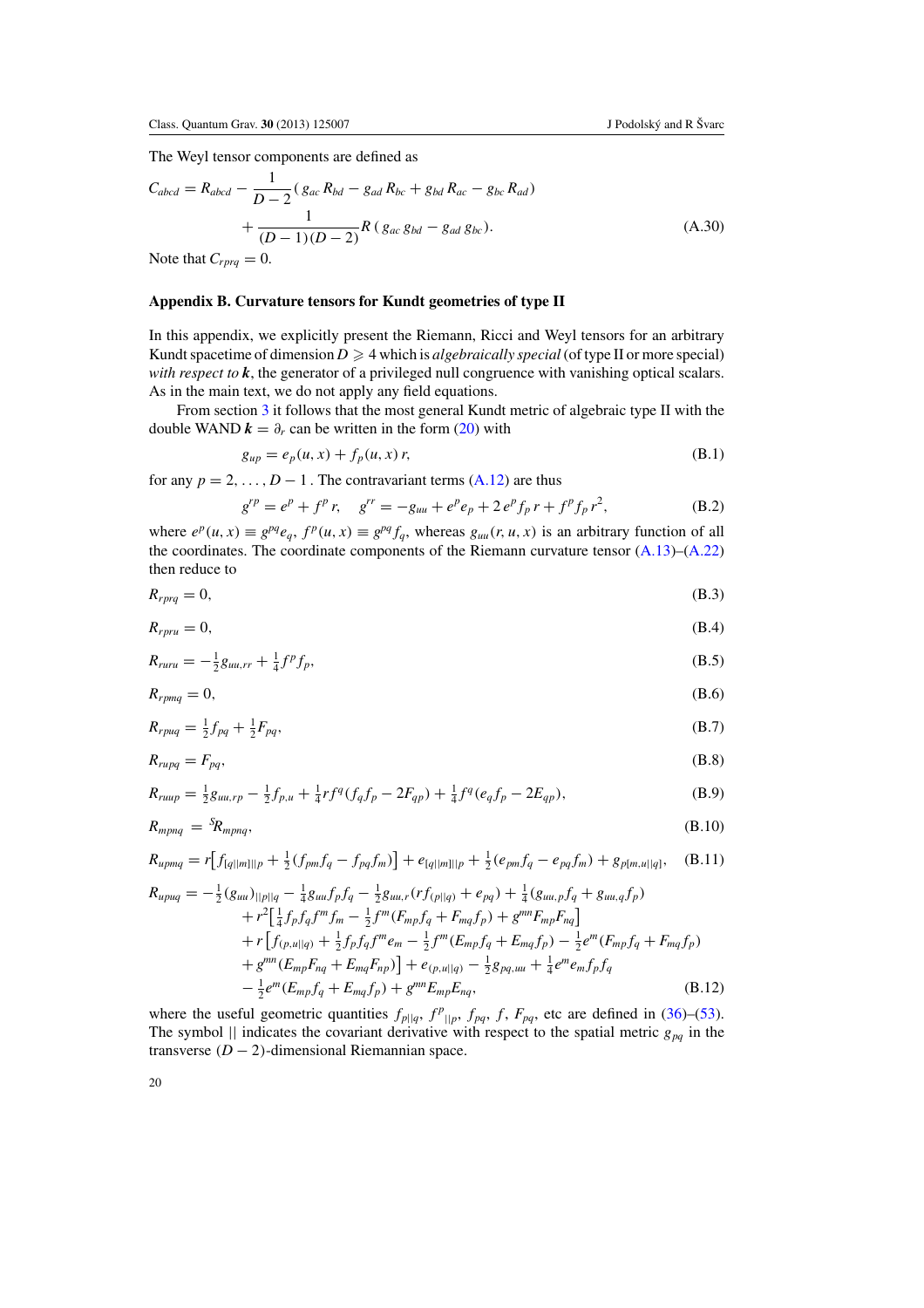The Weyl tensor components are defined as

$$C_{abcd} = R_{abcd} - \frac{1}{D-2}(\, g_{ac}\, R_{bd} - g_{ad}\, R_{bc} + g_{bd}\, R_{ac} - g_{bc}\, R_{ad}) + \frac{1}{(D-1)(D-2)} R\, (\, g_{ac}\, g_{bd} - g_{ad}\, g_{bc}). \tag{A.30}$$

Note that $C_{rprq} = 0$.

## Appendix B. Curvature tensors for Kundt geometries of type II

In this appendix, we explicitly present the Riemann, Ricci and Weyl tensors for an arbitrary Kundt spacetime of dimension $D \geqslant 4$ which is *algebraically special* (of type II or more special) *with respect to* $\boldsymbol{k}$, the generator of a privileged null congruence with vanishing optical scalars. As in the main text, we do not apply any field equations.

From section 3 it follows that the most general Kundt metric of algebraic type II with the double WAND $\boldsymbol{k} = \partial_r$ can be written in the form (20) with

$$g_{up} = e_p(u, x) + f_p(u, x)\, r, \tag{B.1}$$

for any $p = 2, \ldots, D-1$. The contravariant terms (A.12) are thus

$$g^{rp} = e^p + f^p\, r, \quad g^{rr} = -g_{uu} + e^p e_p + 2\, e^p f_p\, r + f^p f_p\, r^2, \tag{B.2}$$

where $e^p(u, x) \equiv g^{pq} e_q$, $f^p(u, x) \equiv g^{pq} f_q$, whereas $g_{uu}(r, u, x)$ is an arbitrary function of all the coordinates. The coordinate components of the Riemann curvature tensor (A.13)–(A.22) then reduce to

$$R_{rprq} = 0, \tag{B.3}$$

$$R_{rpru} = 0, \tag{B.4}$$

$$R_{ruru} = -\tfrac{1}{2} g_{uu,rr} + \tfrac{1}{4} f^p f_p, \tag{B.5}$$

$$R_{rpmq} = 0, \tag{B.6}$$

$$R_{rpuq} = \tfrac{1}{2} f_{pq} + \tfrac{1}{2} F_{pq}, \tag{B.7}$$

$$R_{rupq} = F_{pq}, \tag{B.8}$$

$$R_{ruup} = \tfrac{1}{2} g_{uu,rp} - \tfrac{1}{2} f_{p,u} + \tfrac{1}{4} r f^q (f_q f_p - 2F_{qp}) + \tfrac{1}{4} f^q (e_q f_p - 2E_{qp}), \tag{B.9}$$

$$R_{mpnq} = {}^{S}\!R_{mpnq}, \tag{B.10}$$

$$R_{upmq} = r\big[ f_{[q||m]||p} + \tfrac{1}{2}(f_{pm} f_q - f_{pq} f_m)\big] + e_{[q||m]||p} + \tfrac{1}{2}(e_{pm} f_q - e_{pq} f_m) + g_{p[m,u||q]}, \tag{B.11}$$

$$\begin{aligned}
R_{upuq} = {} & -\tfrac{1}{2}(g_{uu})_{||p||q} - \tfrac{1}{4} g_{uu} f_p f_q - \tfrac{1}{2} g_{uu,r}(r f_{(p||q)} + e_{pq}) + \tfrac{1}{4}(g_{uu,p} f_q + g_{uu,q} f_p) \\
& + r^2 \big[ \tfrac{1}{4} f_p f_q f^m f_m - \tfrac{1}{2} f^m (F_{mp} f_q + F_{mq} f_p) + g^{mn} F_{mp} F_{nq} \big] \\
& + r \big[ f_{(p,u||q)} + \tfrac{1}{2} f_p f_q f^m e_m - \tfrac{1}{2} f^m (E_{mp} f_q + E_{mq} f_p) - \tfrac{1}{2} e^m (F_{mp} f_q + F_{mq} f_p) \\
& + g^{mn} (E_{mp} F_{nq} + E_{mq} F_{np}) \big] + e_{(p,u||q)} - \tfrac{1}{2} g_{pq,uu} + \tfrac{1}{4} e^m e_m f_p f_q \\
& - \tfrac{1}{2} e^m (E_{mp} f_q + E_{mq} f_p) + g^{mn} E_{mp} E_{nq},
\end{aligned} \tag{B.12}$$

where the useful geometric quantities $f_{p||q}$, $f^p{}_{||p}$, $f_{pq}$, $f$, $F_{pq}$, etc are defined in (36)–(53). The symbol $||$ indicates the covariant derivative with respect to the spatial metric $g_{pq}$ in the transverse $(D-2)$-dimensional Riemannian space.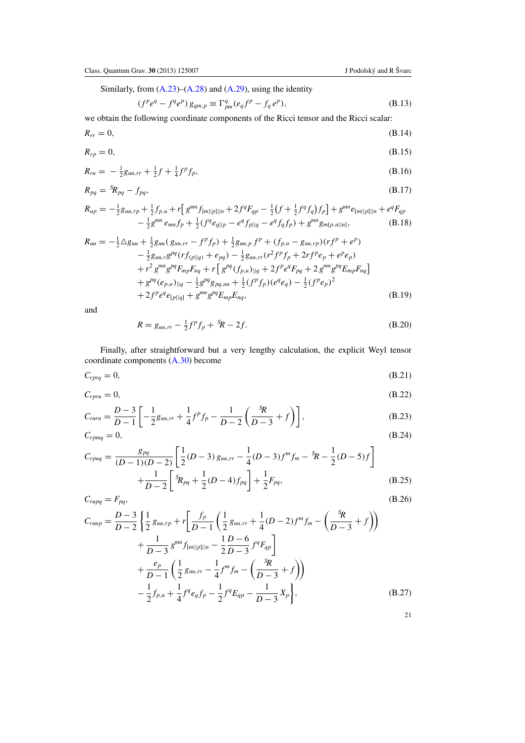Similarly, from (A.23)–(A.28) and (A.29), using the identity

$$(f^p e^q - f^q e^p)\, g_{qm,p} \equiv \Gamma^q_{pm}(e_q f^p - f_q\, e^p), \tag{B.13}$$

we obtain the following coordinate components of the Ricci tensor and the Ricci scalar:

$$R_{rr} = 0, \tag{B.14}$$

$$R_{rp} = 0, \tag{B.15}$$

$$R_{ru} = -\tfrac{1}{2}g_{uu,rr} + \tfrac{1}{2}f + \tfrac{1}{4}f^p f_p, \tag{B.16}$$

$$R_{pq} = {}^S\!R_{pq} - f_{pq}, \tag{B.17}$$

$$\begin{aligned} R_{up} = &-\tfrac{1}{2}g_{uu,rp} + \tfrac{1}{2}f_{p,u} + r\big[\, g^{mn} f_{[m||p]||n} + 2 f^q F_{qp} - \tfrac{1}{2}\big(f + \tfrac{1}{2} f^q f_q\big) f_p\big] + g^{mn} e_{[m||p]||n} + e^q F_{qp} \\ &- \tfrac{1}{2} g^{mn}\, e_{mn} f_p + \tfrac{1}{2}(f^q e_{q||p} - e^q f_{p||q} - e^q f_q f_p) + g^{mn} g_{m[p,u||n]}, \end{aligned} \tag{B.18}$$

$$\begin{aligned} R_{uu} = &-\tfrac{1}{2}\triangle g_{uu} + \tfrac{1}{2}g_{uu}(\,g_{uu,rr} - f^p f_p) + \tfrac{1}{2}g_{uu,p}\, f^p + (f_{p,u} - g_{uu,rp})(r f^p + e^p) \\ &- \tfrac{1}{2}g_{uu,r} g^{pq}(r f_{(p||q)} + e_{pq}) - \tfrac{1}{2}g_{uu,rr}(r^2 f^p f_p + 2 r f^p e_p + e^p e_p) \\ &+ r^2\, g^{mn} g^{pq} F_{mp} F_{nq} + r\big[\, g^{pq}(f_{p,u})_{||q} + 2 f^p e^q F_{pq} + 2\, g^{mn} g^{pq} E_{mp} F_{nq}\big] \\ &+ g^{pq}(e_{p,u})_{||q} - \tfrac{1}{2} g^{pq} g_{pq,uu} + \tfrac{1}{2}(f^p f_p)(e^q e_q) - \tfrac{1}{2}(f^p e_p)^2 \\ &+ 2 f^p e^q e_{[p||q]} + g^{mn} g^{pq} E_{mp} E_{nq}, \end{aligned} \tag{B.19}$$

and

$$R = g_{uu,rr} - \tfrac{1}{2} f^p f_p + {}^S\!R - 2f. \tag{B.20}$$

Finally, after straightforward but a very lengthy calculation, the explicit Weyl tensor coordinate components (A.30) become

$$C_{rprq} = 0, \tag{B.21}$$

$$C_{rpru} = 0, \tag{B.22}$$

$$C_{ruru} = \frac{D-3}{D-1}\left[-\frac{1}{2}g_{uu,rr} + \frac{1}{4}f^p f_p - \frac{1}{D-2}\left(\frac{{}^S\!R}{D-3} + f\right)\right], \tag{B.23}$$

$$C_{rpmq} = 0, \tag{B.24}$$

$$\begin{aligned} C_{rpuq} = &\frac{g_{pq}}{(D-1)(D-2)}\left[\frac{1}{2}(D-3)\, g_{uu,rr} - \frac{1}{4}(D-3) f^m f_m - {}^S\!R - \frac{1}{2}(D-5) f\right] \\ &+ \frac{1}{D-2}\left[{}^S\!R_{pq} + \frac{1}{2}(D-4) f_{pq}\right] + \frac{1}{2}F_{pq}, \end{aligned} \tag{B.25}$$

$$C_{rupq} = F_{pq}, \tag{B.26}$$

$$\begin{aligned} C_{ruup} = \frac{D-3}{D-2}\Bigg\{ &\frac{1}{2}\, g_{uu,rp} + r\Bigg[\frac{f_p}{D-1}\left(\frac{1}{2}\, g_{uu,rr} + \frac{1}{4}(D-2) f^m f_m - \left(\frac{{}^S\!R}{D-3} + f\right)\right) \\ &+ \frac{1}{D-3}\, g^{mn} f_{[m||p]||n} - \frac{1}{2}\frac{D-6}{D-3}\, f^q F_{qp}\Bigg] \\ &+ \frac{e_p}{D-1}\left(\frac{1}{2}\, g_{uu,rr} - \frac{1}{4} f^m f_m - \left(\frac{{}^S\!R}{D-3} + f\right)\right) \\ &- \frac{1}{2} f_{p,u} + \frac{1}{4} f^q e_q f_p - \frac{1}{2} f^q E_{qp} - \frac{1}{D-3} X_p\Bigg\}, \end{aligned} \tag{B.27}$$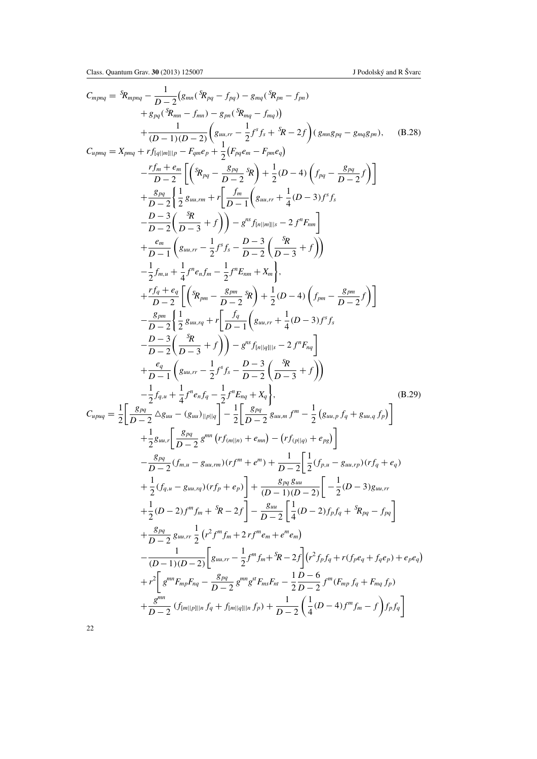$$
\begin{aligned}
C_{mpnq} = {}& {}^{S}\!R_{mpnq} - \frac{1}{D-2}\big(g_{mn}({}^{S}\!R_{pq} - f_{pq}) - g_{mq}({}^{S}\!R_{pn} - f_{pn}) \\
&+ g_{pq}({}^{S}\!R_{mn} - f_{mn}) - g_{pn}({}^{S}\!R_{mq} - f_{mq})\big) \\
&+ \frac{1}{(D-1)(D-2)}\left(g_{uu,rr} - \frac{1}{2}f^s f_s + {}^{S}\!R - 2f\right)(g_{mn}g_{pq} - g_{mq}g_{pn}), \qquad \text{(B.28)}
\end{aligned}
$$

$$
\begin{aligned}
C_{upmq} = {}& X_{pmq} + r f_{[q||m]||p} - F_{qm}e_p + \frac{1}{2}\big(F_{pq}e_m - F_{pm}e_q\big) \\
&- \frac{rf_m + e_m}{D-2}\left[\left({}^{S}\!R_{pq} - \frac{g_{pq}}{D-2}\,{}^{S}\!R\right) + \frac{1}{2}(D-4)\left(f_{pq} - \frac{g_{pq}}{D-2}f\right)\right] \\
&+ \frac{g_{pq}}{D-2}\Bigg\{\frac{1}{2}\,g_{uu,rm} + r\Bigg[\frac{f_m}{D-1}\Bigg(g_{uu,rr} + \frac{1}{4}(D-3)f^s f_s \\
&- \frac{D-3}{D-2}\left(\frac{{}^{S}\!R}{D-3} + f\right)\Bigg) - g^{ns}f_{[n||m]||s} - 2\,f^n F_{nm}\Bigg] \\
&+ \frac{e_m}{D-1}\left(g_{uu,rr} - \frac{1}{2}f^s f_s - \frac{D-3}{D-2}\left(\frac{{}^{S}\!R}{D-3} + f\right)\right) \\
&- \frac{1}{2}f_{m,u} + \frac{1}{4}f^n e_n f_m - \frac{1}{2}f^n E_{nm} + X_m\Bigg\}, \\
&+ \frac{rf_q + e_q}{D-2}\left[\left({}^{S}\!R_{pm} - \frac{g_{pm}}{D-2}\,{}^{S}\!R\right) + \frac{1}{2}(D-4)\left(f_{pm} - \frac{g_{pm}}{D-2}f\right)\right] \\
&- \frac{g_{pm}}{D-2}\Bigg\{\frac{1}{2}\,g_{uu,rq} + r\Bigg[\frac{f_q}{D-1}\Bigg(g_{uu,rr} + \frac{1}{4}(D-3)f^s f_s \\
&- \frac{D-3}{D-2}\left(\frac{{}^{S}\!R}{D-3} + f\right)\Bigg) - g^{ns}f_{[n||q]||s} - 2\,f^n F_{nq}\Bigg] \\
&+ \frac{e_q}{D-1}\left(g_{uu,rr} - \frac{1}{2}f^s f_s - \frac{D-3}{D-2}\left(\frac{{}^{S}\!R}{D-3} + f\right)\right) \\
&- \frac{1}{2}f_{q,u} + \frac{1}{4}f^n e_n f_q - \frac{1}{2}f^n E_{nq} + X_q\Bigg\}, \qquad \text{(B.29)}
\end{aligned}
$$

$$
\begin{aligned}
C_{upuq} = {}& \frac{1}{2}\left[\frac{g_{pq}}{D-2}\,\triangle g_{uu} - (g_{uu})_{||p||q}\right] - \frac{1}{2}\left[\frac{g_{pq}}{D-2}\,g_{uu,m}\,f^m - \frac{1}{2}\left(g_{uu,p}\,f_q + g_{uu,q}\,f_p\right)\right] \\
&+ \frac{1}{2}g_{uu,r}\left[\frac{g_{pq}}{D-2}\,g^{mn}\left(rf_{(m||n)} + e_{mn}\right) - \left(rf_{(p||q)} + e_{pg}\right)\right] \\
&- \frac{g_{pq}}{D-2}(f_{m,u} - g_{uu,rm})(rf^m + e^m) + \frac{1}{D-2}\Bigg[\frac{1}{2}(f_{p,u} - g_{uu,rp})(rf_q + e_q) \\
&+ \frac{1}{2}(f_{q,u} - g_{uu,rq})(rf_p + e_p)\Bigg] + \frac{g_{pq}\,g_{uu}}{(D-1)(D-2)}\Bigg[-\frac{1}{2}(D-3)g_{uu,rr} \\
&+ \frac{1}{2}(D-2)f^m f_m + {}^{S}\!R - 2f\Bigg] - \frac{g_{uu}}{D-2}\left[\frac{1}{4}(D-2)f_p f_q + {}^{S}\!R_{pq} - f_{pq}\right] \\
&+ \frac{g_{pq}}{D-2}\,g_{uu,rr}\,\frac{1}{2}\left(r^2 f^m f_m + 2\,rf^m e_m + e^m e_m\right) \\
&- \frac{1}{(D-1)(D-2)}\left[g_{uu,rr} - \frac{1}{2}f^m f_m + {}^{S}\!R - 2f\right]\left(r^2 f_p f_q + r(f_p e_q + f_q e_p) + e_p e_q\right) \\
&+ r^2\Bigg[g^{mn}F_{mp}F_{nq} - \frac{g_{pq}}{D-2}\,g^{mn}g^{st}F_{ms}F_{nt} - \frac{1}{2}\frac{D-6}{D-2}\,f^m(F_{mp}\,f_q + F_{mq}\,f_p) \\
&+ \frac{g^{mn}}{D-2}\,(f_{[m||p]||n}\,f_q + f_{[m||q]||n}\,f_p) + \frac{1}{D-2}\left(\frac{1}{4}(D-4)f^m f_m - f\right)f_p f_q\Bigg]
\end{aligned}
$$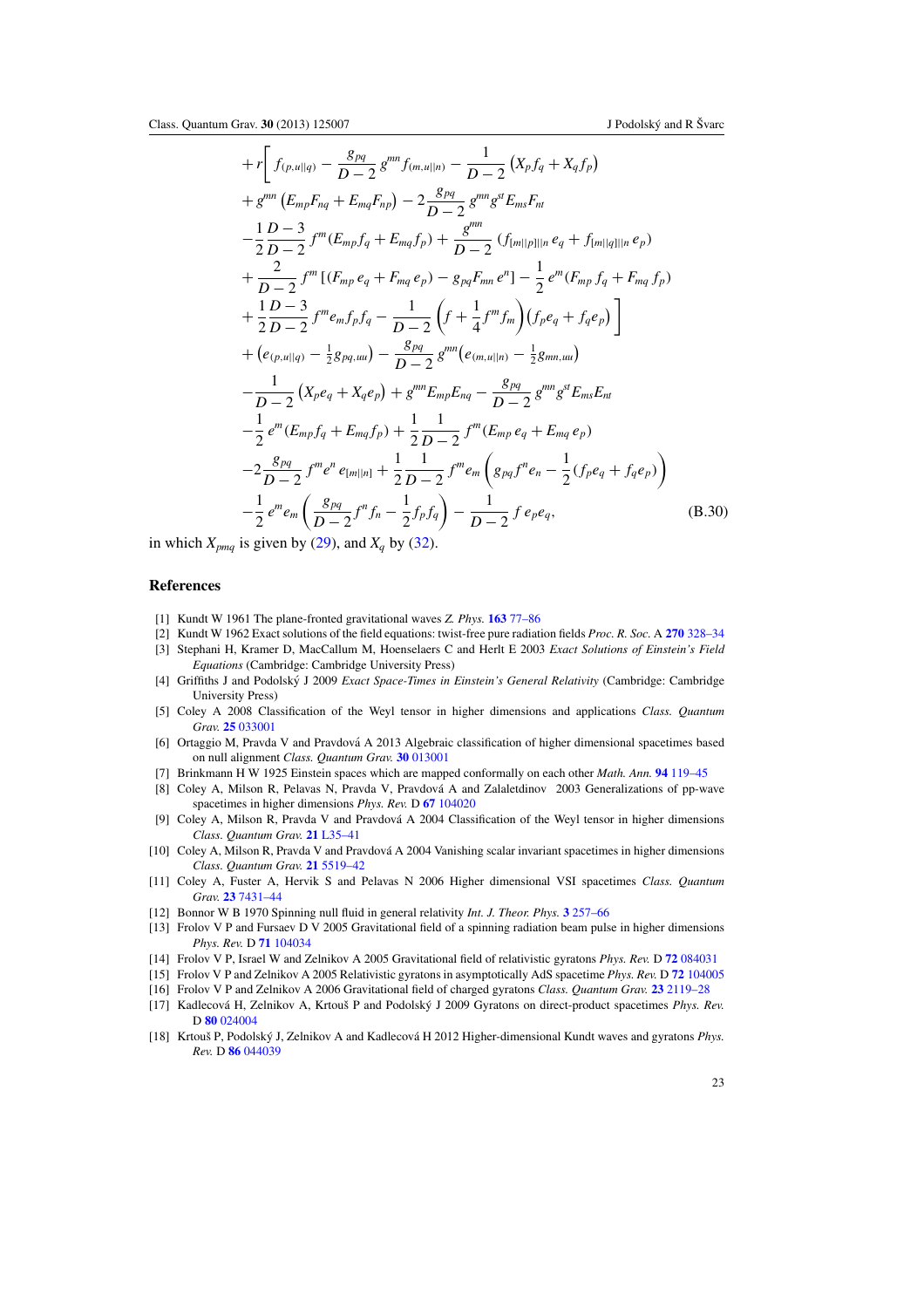$$
\begin{aligned}
&+ r\bigg[ f_{(p,u||q)} - \frac{g_{pq}}{D-2}\, g^{mn} f_{(m,u||n)} - \frac{1}{D-2}\left(X_p f_q + X_q f_p\right) \\
&+ g^{mn}\left(E_{mp}F_{nq} + E_{mq}F_{np}\right) - 2\frac{g_{pq}}{D-2}\, g^{mn} g^{st} E_{ms} F_{nt} \\
&- \frac{1}{2}\frac{D-3}{D-2}\, f^m (E_{mp} f_q + E_{mq} f_p) + \frac{g^{mn}}{D-2}\left(f_{[m||p]||n}\, e_q + f_{[m||q]||n}\, e_p\right) \\
&+ \frac{2}{D-2}\, f^m \left[(F_{mp}\, e_q + F_{mq}\, e_p) - g_{pq} F_{mn}\, e^n\right] - \frac{1}{2}\, e^m (F_{mp}\, f_q + F_{mq}\, f_p) \\
&+ \frac{1}{2}\frac{D-3}{D-2}\, f^m e_m f_p f_q - \frac{1}{D-2}\left(f + \frac{1}{4} f^m f_m\right)\left(f_p e_q + f_q e_p\right)\bigg] \\
&+ \left(e_{(p,u||q)} - \tfrac{1}{2} g_{pq,uu}\right) - \frac{g_{pq}}{D-2}\, g^{mn}\left(e_{(m,u||n)} - \tfrac{1}{2} g_{mn,uu}\right) \\
&- \frac{1}{D-2}\left(X_p e_q + X_q e_p\right) + g^{mn} E_{mp} E_{nq} - \frac{g_{pq}}{D-2}\, g^{mn} g^{st} E_{ms} E_{nt} \\
&- \frac{1}{2}\, e^m (E_{mp} f_q + E_{mq} f_p) + \frac{1}{2}\frac{1}{D-2}\, f^m (E_{mp}\, e_q + E_{mq}\, e_p) \\
&- 2\frac{g_{pq}}{D-2}\, f^m e^n\, e_{[m||n]} + \frac{1}{2}\frac{1}{D-2}\, f^m e_m \left(g_{pq} f^n e_n - \frac{1}{2}(f_p e_q + f_q e_p)\right) \\
&- \frac{1}{2}\, e^m e_m \left(\frac{g_{pq}}{D-2} f^n f_n - \frac{1}{2} f_p f_q\right) - \frac{1}{D-2}\, f\, e_p e_q,
\end{aligned}
\tag{B.30}
$$

in which $X_{pmq}$ is given by (29), and $X_q$ by (32).

## References

[1] Kundt W 1961 The plane-fronted gravitational waves *Z. Phys.* **163** 77–86

[2] Kundt W 1962 Exact solutions of the field equations: twist-free pure radiation fields *Proc. R. Soc.* A **270** 328–34

[3] Stephani H, Kramer D, MacCallum M, Hoenselaers C and Herlt E 2003 *Exact Solutions of Einstein's Field Equations* (Cambridge: Cambridge University Press)

[4] Griffiths J and Podolský J 2009 *Exact Space-Times in Einstein's General Relativity* (Cambridge: Cambridge University Press)

[5] Coley A 2008 Classification of the Weyl tensor in higher dimensions and applications *Class. Quantum Grav.* **25** 033001

[6] Ortaggio M, Pravda V and Pravdová A 2013 Algebraic classification of higher dimensional spacetimes based on null alignment *Class. Quantum Grav.* **30** 013001

[7] Brinkmann H W 1925 Einstein spaces which are mapped conformally on each other *Math. Ann.* **94** 119–45

[8] Coley A, Milson R, Pelavas N, Pravda V, Pravdová A and Zalaletdinov 2003 Generalizations of pp-wave spacetimes in higher dimensions *Phys. Rev.* D **67** 104020

[9] Coley A, Milson R, Pravda V and Pravdová A 2004 Classification of the Weyl tensor in higher dimensions *Class. Quantum Grav.* **21** L35–41

[10] Coley A, Milson R, Pravda V and Pravdová A 2004 Vanishing scalar invariant spacetimes in higher dimensions *Class. Quantum Grav.* **21** 5519–42

[11] Coley A, Fuster A, Hervik S and Pelavas N 2006 Higher dimensional VSI spacetimes *Class. Quantum Grav.* **23** 7431–44

[12] Bonnor W B 1970 Spinning null fluid in general relativity *Int. J. Theor. Phys.* **3** 257–66

[13] Frolov V P and Fursaev D V 2005 Gravitational field of a spinning radiation beam pulse in higher dimensions *Phys. Rev.* D **71** 104034

[14] Frolov V P, Israel W and Zelnikov A 2005 Gravitational field of relativistic gyratons *Phys. Rev.* D **72** 084031

[15] Frolov V P and Zelnikov A 2005 Relativistic gyratons in asymptotically AdS spacetime *Phys. Rev.* D **72** 104005

[16] Frolov V P and Zelnikov A 2006 Gravitational field of charged gyratons *Class. Quantum Grav.* **23** 2119–28

[17] Kadlecová H, Zelnikov A, Krtouš P and Podolský J 2009 Gyratons on direct-product spacetimes *Phys. Rev.* D **80** 024004

[18] Krtouš P, Podolský J, Zelnikov A and Kadlecová H 2012 Higher-dimensional Kundt waves and gyratons *Phys. Rev.* D **86** 044039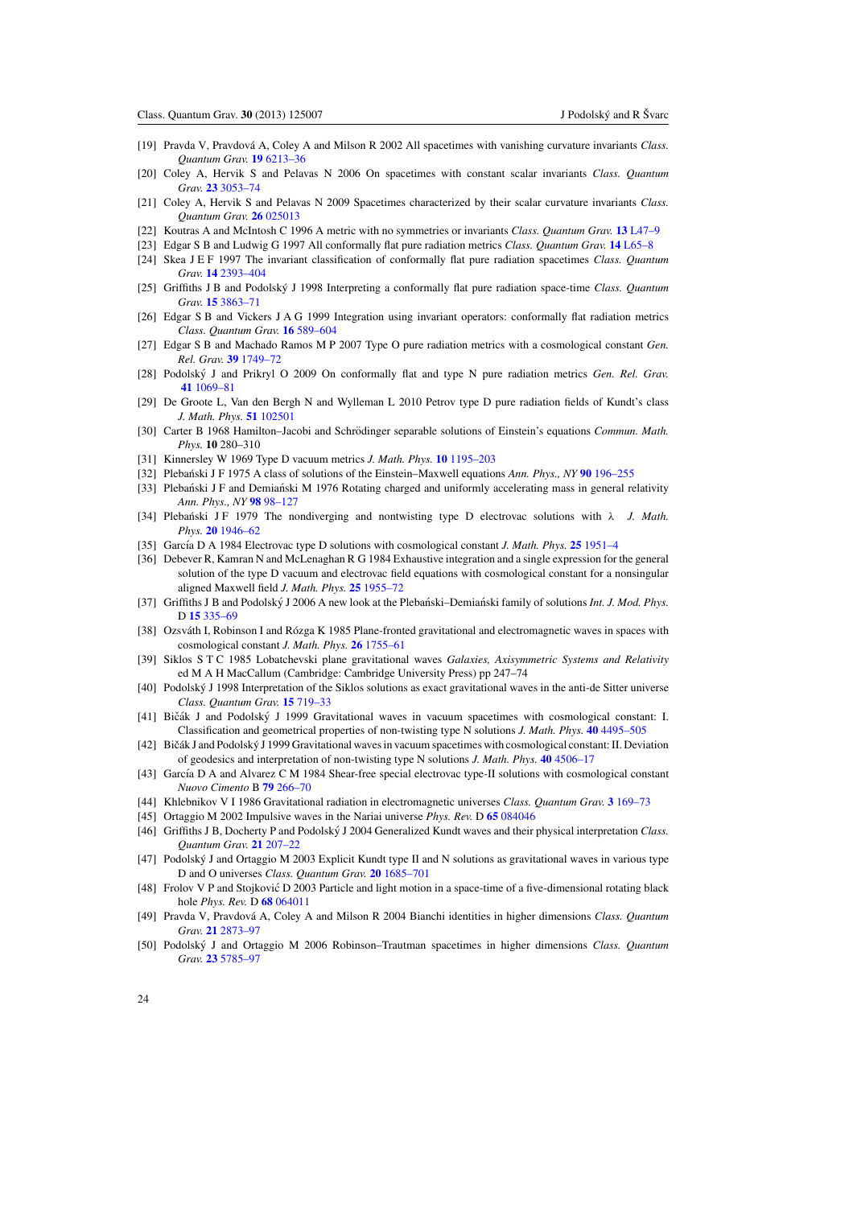[19] Pravda V, Pravdová A, Coley A and Milson R 2002 All spacetimes with vanishing curvature invariants *Class. Quantum Grav.* **19** 6213–36

[20] Coley A, Hervik S and Pelavas N 2006 On spacetimes with constant scalar invariants *Class. Quantum Grav.* **23** 3053–74

[21] Coley A, Hervik S and Pelavas N 2009 Spacetimes characterized by their scalar curvature invariants *Class. Quantum Grav.* **26** 025013

[22] Koutras A and McIntosh C 1996 A metric with no symmetries or invariants *Class. Quantum Grav.* **13** L47–9

[23] Edgar S B and Ludwig G 1997 All conformally flat pure radiation metrics *Class. Quantum Grav.* **14** L65–8

[24] Skea J E F 1997 The invariant classification of conformally flat pure radiation spacetimes *Class. Quantum Grav.* **14** 2393–404

[25] Griffiths J B and Podolský J 1998 Interpreting a conformally flat pure radiation space-time *Class. Quantum Grav.* **15** 3863–71

[26] Edgar S B and Vickers J A G 1999 Integration using invariant operators: conformally flat radiation metrics *Class. Quantum Grav.* **16** 589–604

[27] Edgar S B and Machado Ramos M P 2007 Type O pure radiation metrics with a cosmological constant *Gen. Rel. Grav.* **39** 1749–72

[28] Podolský J and Prikryl O 2009 On conformally flat and type N pure radiation metrics *Gen. Rel. Grav.* **41** 1069–81

[29] De Groote L, Van den Bergh N and Wylleman L 2010 Petrov type D pure radiation fields of Kundt's class *J. Math. Phys.* **51** 102501

[30] Carter B 1968 Hamilton–Jacobi and Schrödinger separable solutions of Einstein's equations *Commun. Math. Phys.* **10** 280–310

[31] Kinnersley W 1969 Type D vacuum metrics *J. Math. Phys.* **10** 1195–203

[32] Plebański J F 1975 A class of solutions of the Einstein–Maxwell equations *Ann. Phys., NY* **90** 196–255

[33] Plebański J F and Demiański M 1976 Rotating charged and uniformly accelerating mass in general relativity *Ann. Phys., NY* **98** 98–127

[34] Plebański J F 1979 The nondiverging and nontwisting type D electrovac solutions with λ *J. Math. Phys.* **20** 1946–62

[35] García D A 1984 Electrovac type D solutions with cosmological constant *J. Math. Phys.* **25** 1951–4

[36] Debever R, Kamran N and McLenaghan R G 1984 Exhaustive integration and a single expression for the general solution of the type D vacuum and electrovac field equations with cosmological constant for a nonsingular aligned Maxwell field *J. Math. Phys.* **25** 1955–72

[37] Griffiths J B and Podolský J 2006 A new look at the Plebański–Demiański family of solutions *Int. J. Mod. Phys.* D **15** 335–69

[38] Ozsváth I, Robinson I and Rózga K 1985 Plane-fronted gravitational and electromagnetic waves in spaces with cosmological constant *J. Math. Phys.* **26** 1755–61

[39] Siklos S T C 1985 Lobatchevski plane gravitational waves *Galaxies, Axisymmetric Systems and Relativity* ed M A H MacCallum (Cambridge: Cambridge University Press) pp 247–74

[40] Podolský J 1998 Interpretation of the Siklos solutions as exact gravitational waves in the anti-de Sitter universe *Class. Quantum Grav.* **15** 719–33

[41] Bičák J and Podolský J 1999 Gravitational waves in vacuum spacetimes with cosmological constant: I. Classification and geometrical properties of non-twisting type N solutions *J. Math. Phys.* **40** 4495–505

[42] Bičák J and Podolský J 1999 Gravitational waves in vacuum spacetimes with cosmological constant: II. Deviation of geodesics and interpretation of non-twisting type N solutions *J. Math. Phys.* **40** 4506–17

[43] García D A and Alvarez C M 1984 Shear-free special electrovac type-II solutions with cosmological constant *Nuovo Cimento* B **79** 266–70

[44] Khlebnikov V I 1986 Gravitational radiation in electromagnetic universes *Class. Quantum Grav.* **3** 169–73

[45] Ortaggio M 2002 Impulsive waves in the Nariai universe *Phys. Rev.* D **65** 084046

[46] Griffiths J B, Docherty P and Podolský J 2004 Generalized Kundt waves and their physical interpretation *Class. Quantum Grav.* **21** 207–22

[47] Podolský J and Ortaggio M 2003 Explicit Kundt type II and N solutions as gravitational waves in various type D and O universes *Class. Quantum Grav.* **20** 1685–701

[48] Frolov V P and Stojković D 2003 Particle and light motion in a space-time of a five-dimensional rotating black hole *Phys. Rev.* D **68** 064011

[49] Pravda V, Pravdová A, Coley A and Milson R 2004 Bianchi identities in higher dimensions *Class. Quantum Grav.* **21** 2873–97

[50] Podolský J and Ortaggio M 2006 Robinson–Trautman spacetimes in higher dimensions *Class. Quantum Grav.* **23** 5785–97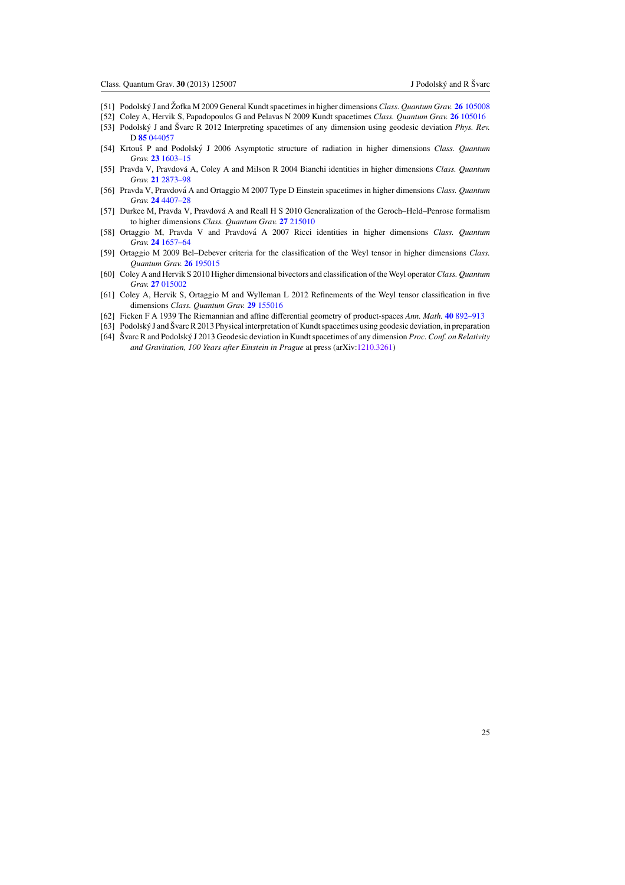- [51] Podolský J and Žofka M 2009 General Kundt spacetimes in higher dimensions *Class. Quantum Grav.* **26** 105008
- [52] Coley A, Hervik S, Papadopoulos G and Pelavas N 2009 Kundt spacetimes *Class. Quantum Grav.* **26** 105016
- [53] Podolský J and Švarc R 2012 Interpreting spacetimes of any dimension using geodesic deviation *Phys. Rev.* D **85** 044057
- [54] Krtouš P and Podolský J 2006 Asymptotic structure of radiation in higher dimensions *Class. Quantum Grav.* **23** 1603–15
- [55] Pravda V, Pravdová A, Coley A and Milson R 2004 Bianchi identities in higher dimensions *Class. Quantum Grav.* **21** 2873–98
- [56] Pravda V, Pravdová A and Ortaggio M 2007 Type D Einstein spacetimes in higher dimensions *Class. Quantum Grav.* **24** 4407–28
- [57] Durkee M, Pravda V, Pravdová A and Reall H S 2010 Generalization of the Geroch–Held–Penrose formalism to higher dimensions *Class. Quantum Grav.* **27** 215010
- [58] Ortaggio M, Pravda V and Pravdová A 2007 Ricci identities in higher dimensions *Class. Quantum Grav.* **24** 1657–64
- [59] Ortaggio M 2009 Bel–Debever criteria for the classification of the Weyl tensor in higher dimensions *Class. Quantum Grav.* **26** 195015
- [60] Coley A and Hervik S 2010 Higher dimensional bivectors and classification of the Weyl operator *Class. Quantum Grav.* **27** 015002
- [61] Coley A, Hervik S, Ortaggio M and Wylleman L 2012 Refinements of the Weyl tensor classification in five dimensions *Class. Quantum Grav.* **29** 155016
- [62] Ficken F A 1939 The Riemannian and affine differential geometry of product-spaces *Ann. Math.* **40** 892–913
- [63] Podolský J and Švarc R 2013 Physical interpretation of Kundt spacetimes using geodesic deviation, in preparation
- [64] Švarc R and Podolský J 2013 Geodesic deviation in Kundt spacetimes of any dimension *Proc. Conf. on Relativity and Gravitation, 100 Years after Einstein in Prague* at press (arXiv:1210.3261)